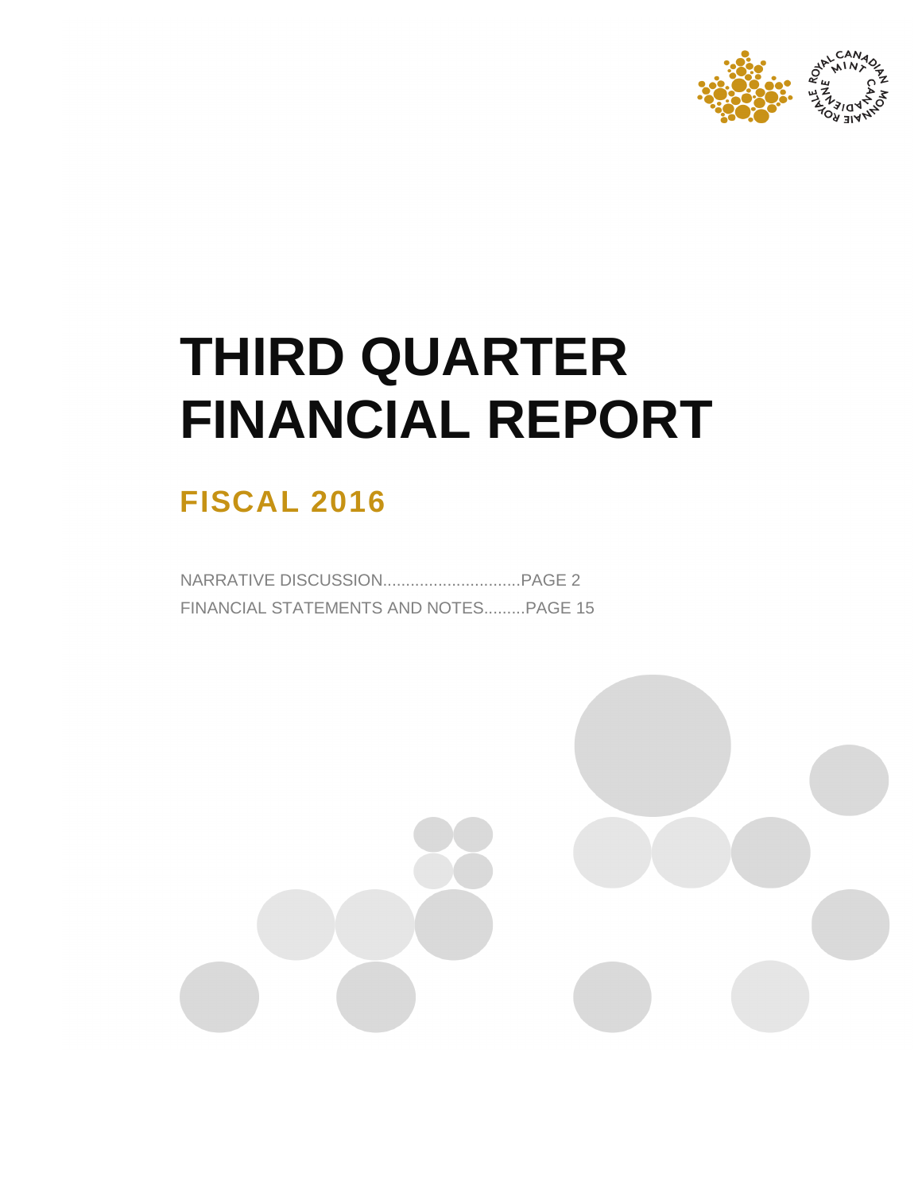# THIRD QUARTER FINANCIAL REPORT

## FISCAL 2016

NARRATIVE DISCUSSION..............................PAGE 2

FINANCIAL STATEMENTS AND NOTES.........PAGE 15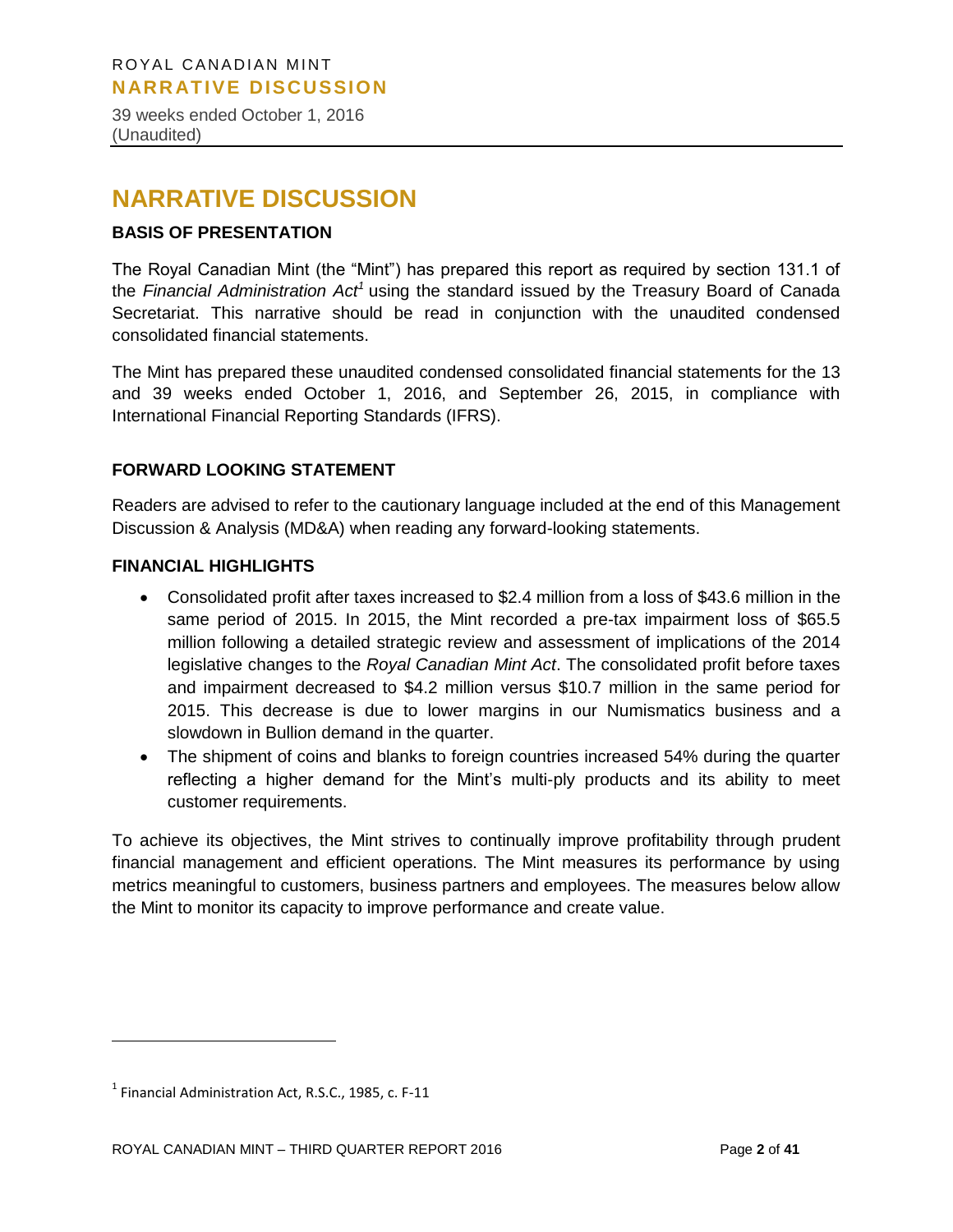# NARRATIVE DISCUSSION

## BASIS OF PRESENTATION

The Royal Canadian Mint (the "Mint") has prepared this report as required by section 131.1 of the *Financial Administration Act*[1] using the standard issued by the Treasury Board of Canada Secretariat. This narrative should be read in conjunction with the unaudited condensed consolidated financial statements.

The Mint has prepared these unaudited condensed consolidated financial statements for the 13 and 39 weeks ended October 1, 2016, and September 26, 2015, in compliance with International Financial Reporting Standards (IFRS).

## FORWARD LOOKING STATEMENT

Readers are advised to refer to the cautionary language included at the end of this Management Discussion & Analysis (MD&A) when reading any forward-looking statements.

## FINANCIAL HIGHLIGHTS

- Consolidated profit after taxes increased to $2.4 million from a loss of $43.6 million in the same period of 2015. In 2015, the Mint recorded a pre-tax impairment loss of $65.5 million following a detailed strategic review and assessment of implications of the 2014 legislative changes to the *Royal Canadian Mint Act*. The consolidated profit before taxes and impairment decreased to $4.2 million versus $10.7 million in the same period for 2015. This decrease is due to lower margins in our Numismatics business and a slowdown in Bullion demand in the quarter.
- The shipment of coins and blanks to foreign countries increased 54% during the quarter reflecting a higher demand for the Mint's multi-ply products and its ability to meet customer requirements.

To achieve its objectives, the Mint strives to continually improve profitability through prudent financial management and efficient operations. The Mint measures its performance by using metrics meaningful to customers, business partners and employees. The measures below allow the Mint to monitor its capacity to improve performance and create value.

---

[1] Financial Administration Act, R.S.C., 1985, c. F-11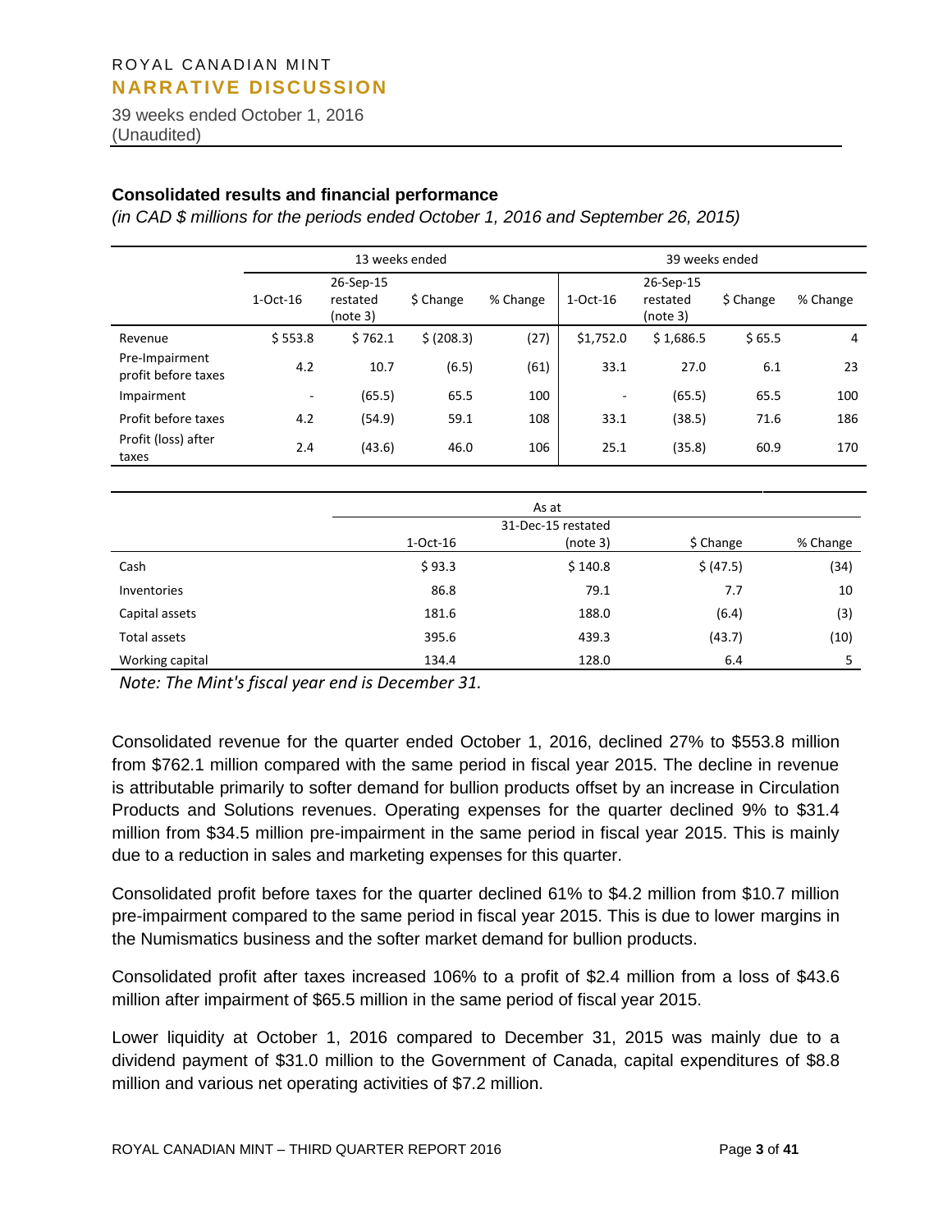## Consolidated results and financial performance

*(in CAD $ millions for the periods ended October 1, 2016 and September 26, 2015)*

| | 13 weeks ended | | | | 39 weeks ended | | | |
|---|---|---|---|---|---|---|---|---|
| | 1-Oct-16 | 26-Sep-15 restated (note 3) | $ Change | % Change | 1-Oct-16 | 26-Sep-15 restated (note 3) | $ Change | % Change |
| Revenue | $ 553.8 | $ 762.1 | $ (208.3) | (27) | $1,752.0 | $ 1,686.5 | $ 65.5 | 4 |
| Pre-Impairment profit before taxes | 4.2 | 10.7 | (6.5) | (61) | 33.1 | 27.0 | 6.1 | 23 |
| Impairment | - | (65.5) | 65.5 | 100 | - | (65.5) | 65.5 | 100 |
| Profit before taxes | 4.2 | (54.9) | 59.1 | 108 | 33.1 | (38.5) | 71.6 | 186 |
| Profit (loss) after taxes | 2.4 | (43.6) | 46.0 | 106 | 25.1 | (35.8) | 60.9 | 170 |

| | As at | | | |
|---|---|---|---|---|
| | 1-Oct-16 | 31-Dec-15 restated (note 3) | $ Change | % Change |
| Cash | $ 93.3 | $ 140.8 | $ (47.5) | (34) |
| Inventories | 86.8 | 79.1 | 7.7 | 10 |
| Capital assets | 181.6 | 188.0 | (6.4) | (3) |
| Total assets | 395.6 | 439.3 | (43.7) | (10) |
| Working capital | 134.4 | 128.0 | 6.4 | 5 |

*Note: The Mint's fiscal year end is December 31.*

Consolidated revenue for the quarter ended October 1, 2016, declined 27% to $553.8 million from $762.1 million compared with the same period in fiscal year 2015. The decline in revenue is attributable primarily to softer demand for bullion products offset by an increase in Circulation Products and Solutions revenues. Operating expenses for the quarter declined 9% to $31.4 million from $34.5 million pre-impairment in the same period in fiscal year 2015. This is mainly due to a reduction in sales and marketing expenses for this quarter.

Consolidated profit before taxes for the quarter declined 61% to $4.2 million from $10.7 million pre-impairment compared to the same period in fiscal year 2015. This is due to lower margins in the Numismatics business and the softer market demand for bullion products.

Consolidated profit after taxes increased 106% to a profit of $2.4 million from a loss of $43.6 million after impairment of $65.5 million in the same period of fiscal year 2015.

Lower liquidity at October 1, 2016 compared to December 31, 2015 was mainly due to a dividend payment of $31.0 million to the Government of Canada, capital expenditures of $8.8 million and various net operating activities of $7.2 million.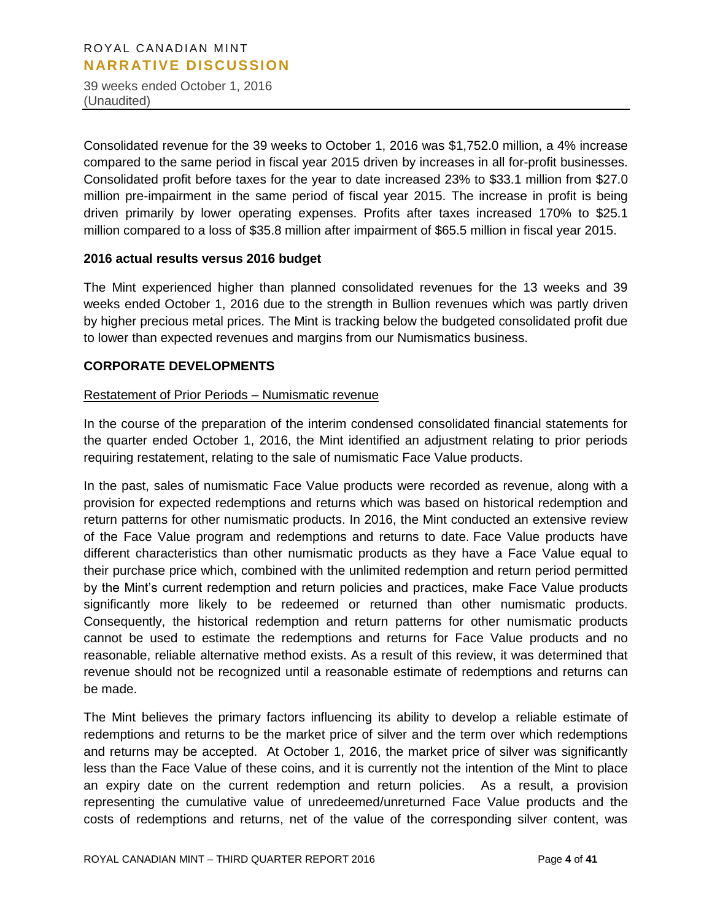Consolidated revenue for the 39 weeks to October 1, 2016 was $1,752.0 million, a 4% increase compared to the same period in fiscal year 2015 driven by increases in all for-profit businesses. Consolidated profit before taxes for the year to date increased 23% to $33.1 million from $27.0 million pre-impairment in the same period of fiscal year 2015. The increase in profit is being driven primarily by lower operating expenses. Profits after taxes increased 170% to $25.1 million compared to a loss of $35.8 million after impairment of $65.5 million in fiscal year 2015.

**2016 actual results versus 2016 budget**

The Mint experienced higher than planned consolidated revenues for the 13 weeks and 39 weeks ended October 1, 2016 due to the strength in Bullion revenues which was partly driven by higher precious metal prices. The Mint is tracking below the budgeted consolidated profit due to lower than expected revenues and margins from our Numismatics business.

**CORPORATE DEVELOPMENTS**

<u>Restatement of Prior Periods – Numismatic revenue</u>

In the course of the preparation of the interim condensed consolidated financial statements for the quarter ended October 1, 2016, the Mint identified an adjustment relating to prior periods requiring restatement, relating to the sale of numismatic Face Value products.

In the past, sales of numismatic Face Value products were recorded as revenue, along with a provision for expected redemptions and returns which was based on historical redemption and return patterns for other numismatic products. In 2016, the Mint conducted an extensive review of the Face Value program and redemptions and returns to date. Face Value products have different characteristics than other numismatic products as they have a Face Value equal to their purchase price which, combined with the unlimited redemption and return period permitted by the Mint's current redemption and return policies and practices, make Face Value products significantly more likely to be redeemed or returned than other numismatic products. Consequently, the historical redemption and return patterns for other numismatic products cannot be used to estimate the redemptions and returns for Face Value products and no reasonable, reliable alternative method exists. As a result of this review, it was determined that revenue should not be recognized until a reasonable estimate of redemptions and returns can be made.

The Mint believes the primary factors influencing its ability to develop a reliable estimate of redemptions and returns to be the market price of silver and the term over which redemptions and returns may be accepted. At October 1, 2016, the market price of silver was significantly less than the Face Value of these coins, and it is currently not the intention of the Mint to place an expiry date on the current redemption and return policies. As a result, a provision representing the cumulative value of unredeemed/unreturned Face Value products and the costs of redemptions and returns, net of the value of the corresponding silver content, was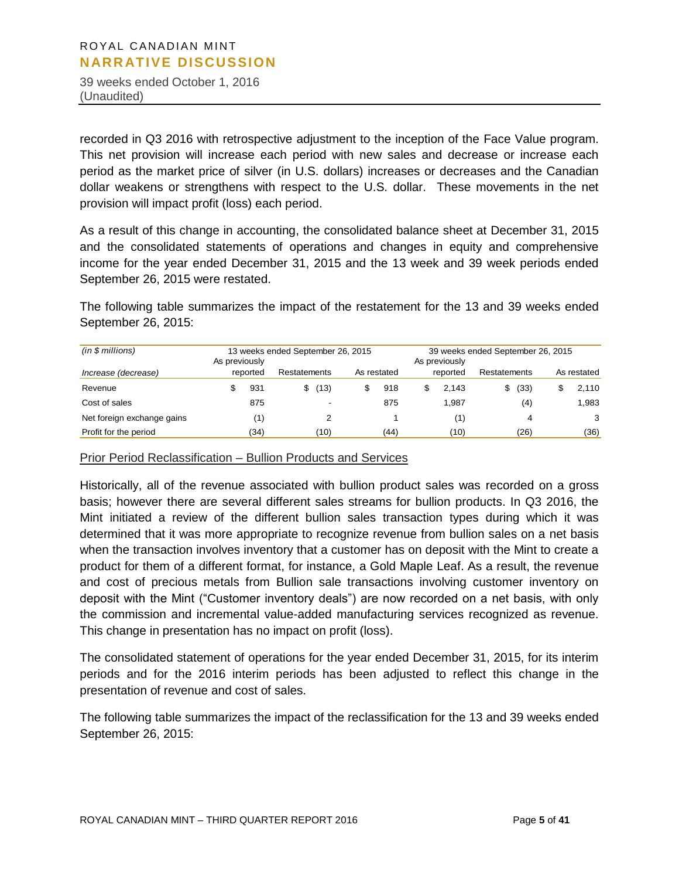recorded in Q3 2016 with retrospective adjustment to the inception of the Face Value program. This net provision will increase each period with new sales and decrease or increase each period as the market price of silver (in U.S. dollars) increases or decreases and the Canadian dollar weakens or strengthens with respect to the U.S. dollar. These movements in the net provision will impact profit (loss) each period.

As a result of this change in accounting, the consolidated balance sheet at December 31, 2015 and the consolidated statements of operations and changes in equity and comprehensive income for the year ended December 31, 2015 and the 13 week and 39 week periods ended September 26, 2015 were restated.

The following table summarizes the impact of the restatement for the 13 and 39 weeks ended September 26, 2015:

| *(in $ millions)* | 13 weeks ended September 26, 2015 | | | 39 weeks ended September 26, 2015 | | |
|---|---|---|---|---|---|---|
| *Increase (decrease)* | As previously reported | Restatements | As restated | As previously reported | Restatements | As restated |
| Revenue | $ 931 | $ (13) | $ 918 | $ 2,143 | $ (33) | $ 2,110 |
| Cost of sales | 875 | - | 875 | 1,987 | (4) | 1,983 |
| Net foreign exchange gains | (1) | 2 | 1 | (1) | 4 | 3 |
| Profit for the period | (34) | (10) | (44) | (10) | (26) | (36) |

Prior Period Reclassification – Bullion Products and Services

Historically, all of the revenue associated with bullion product sales was recorded on a gross basis; however there are several different sales streams for bullion products. In Q3 2016, the Mint initiated a review of the different bullion sales transaction types during which it was determined that it was more appropriate to recognize revenue from bullion sales on a net basis when the transaction involves inventory that a customer has on deposit with the Mint to create a product for them of a different format, for instance, a Gold Maple Leaf. As a result, the revenue and cost of precious metals from Bullion sale transactions involving customer inventory on deposit with the Mint ("Customer inventory deals") are now recorded on a net basis, with only the commission and incremental value-added manufacturing services recognized as revenue. This change in presentation has no impact on profit (loss).

The consolidated statement of operations for the year ended December 31, 2015, for its interim periods and for the 2016 interim periods has been adjusted to reflect this change in the presentation of revenue and cost of sales.

The following table summarizes the impact of the reclassification for the 13 and 39 weeks ended September 26, 2015: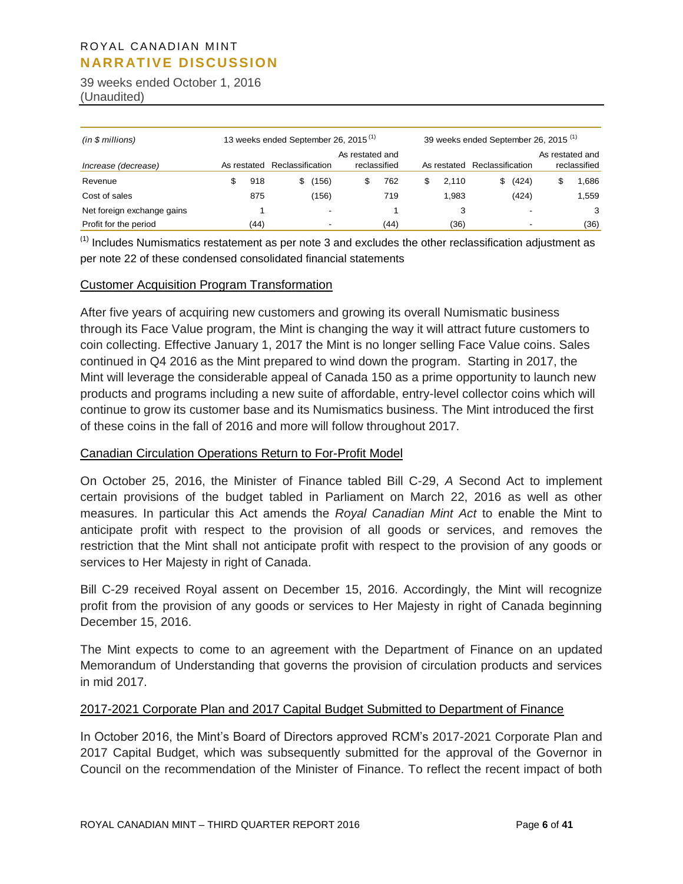| (in $ millions) | 13 weeks ended September 26, 2015 [1] | | | 39 weeks ended September 26, 2015 [1] | | |
|---|---|---|---|---|---|---|
| Increase (decrease) | As restated | Reclassification | As restated and reclassified | As restated | Reclassification | As restated and reclassified |
| Revenue | $ 918 | $ (156) | $ 762 | $ 2,110 | $ (424) | $ 1,686 |
| Cost of sales | 875 | (156) | 719 | 1,983 | (424) | 1,559 |
| Net foreign exchange gains | 1 | - | 1 | 3 | - | 3 |
| Profit for the period | (44) | - | (44) | (36) | - | (36) |

[1] Includes Numismatics restatement as per note 3 and excludes the other reclassification adjustment as per note 22 of these condensed consolidated financial statements

## Customer Acquisition Program Transformation

After five years of acquiring new customers and growing its overall Numismatic business through its Face Value program, the Mint is changing the way it will attract future customers to coin collecting. Effective January 1, 2017 the Mint is no longer selling Face Value coins. Sales continued in Q4 2016 as the Mint prepared to wind down the program. Starting in 2017, the Mint will leverage the considerable appeal of Canada 150 as a prime opportunity to launch new products and programs including a new suite of affordable, entry-level collector coins which will continue to grow its customer base and its Numismatics business. The Mint introduced the first of these coins in the fall of 2016 and more will follow throughout 2017.

## Canadian Circulation Operations Return to For-Profit Model

On October 25, 2016, the Minister of Finance tabled Bill C-29, *A* Second Act to implement certain provisions of the budget tabled in Parliament on March 22, 2016 as well as other measures. In particular this Act amends the *Royal Canadian Mint Act* to enable the Mint to anticipate profit with respect to the provision of all goods or services, and removes the restriction that the Mint shall not anticipate profit with respect to the provision of any goods or services to Her Majesty in right of Canada.

Bill C-29 received Royal assent on December 15, 2016. Accordingly, the Mint will recognize profit from the provision of any goods or services to Her Majesty in right of Canada beginning December 15, 2016.

The Mint expects to come to an agreement with the Department of Finance on an updated Memorandum of Understanding that governs the provision of circulation products and services in mid 2017.

## 2017-2021 Corporate Plan and 2017 Capital Budget Submitted to Department of Finance

In October 2016, the Mint's Board of Directors approved RCM's 2017-2021 Corporate Plan and 2017 Capital Budget, which was subsequently submitted for the approval of the Governor in Council on the recommendation of the Minister of Finance. To reflect the recent impact of both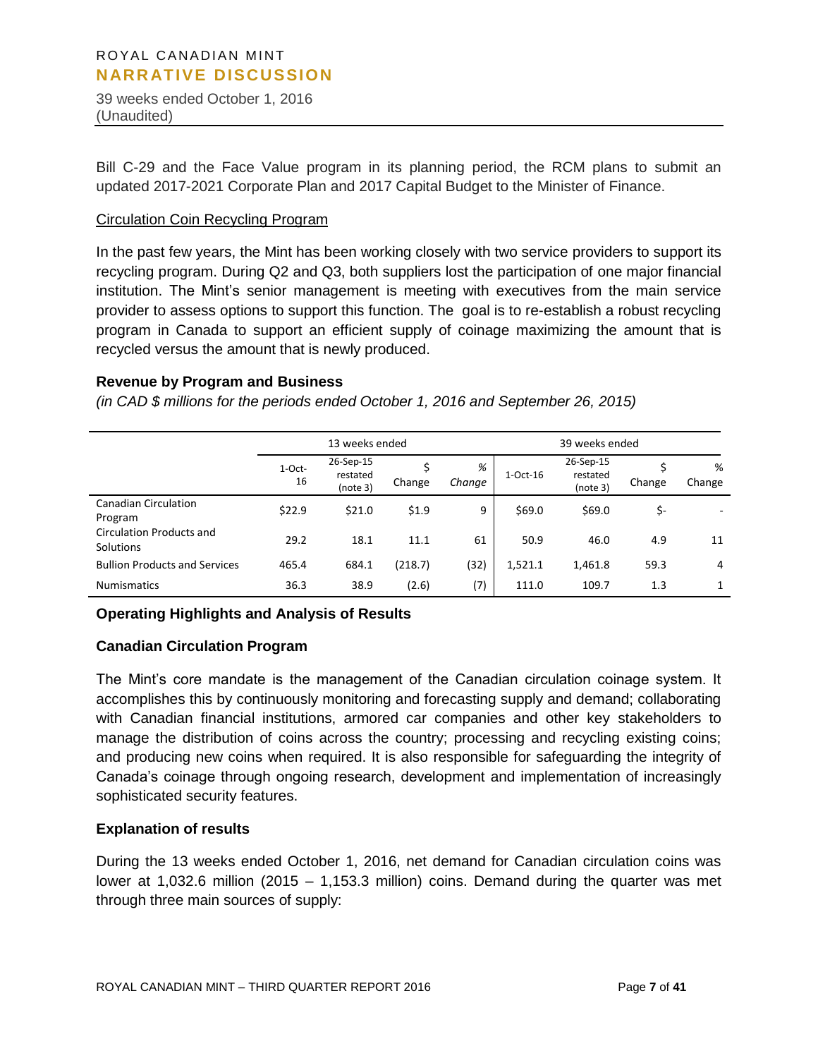Bill C-29 and the Face Value program in its planning period, the RCM plans to submit an updated 2017-2021 Corporate Plan and 2017 Capital Budget to the Minister of Finance.

Circulation Coin Recycling Program

In the past few years, the Mint has been working closely with two service providers to support its recycling program. During Q2 and Q3, both suppliers lost the participation of one major financial institution. The Mint's senior management is meeting with executives from the main service provider to assess options to support this function. The goal is to re-establish a robust recycling program in Canada to support an efficient supply of coinage maximizing the amount that is recycled versus the amount that is newly produced.

### Revenue by Program and Business

*(in CAD $ millions for the periods ended October 1, 2016 and September 26, 2015)*

| | 13 weeks ended | | | | 39 weeks ended | | | |
|---|---|---|---|---|---|---|---|---|
| | 1-Oct-16 | 26-Sep-15 restated (note 3) | $ Change | % *Change* | 1-Oct-16 | 26-Sep-15 restated (note 3) | $ Change | % Change |
| Canadian Circulation Program | $22.9 | $21.0 | $1.9 | 9 | $69.0 | $69.0 | $- | - |
| Circulation Products and Solutions | 29.2 | 18.1 | 11.1 | 61 | 50.9 | 46.0 | 4.9 | 11 |
| Bullion Products and Services | 465.4 | 684.1 | (218.7) | (32) | 1,521.1 | 1,461.8 | 59.3 | 4 |
| Numismatics | 36.3 | 38.9 | (2.6) | (7) | 111.0 | 109.7 | 1.3 | 1 |

### Operating Highlights and Analysis of Results

### Canadian Circulation Program

The Mint's core mandate is the management of the Canadian circulation coinage system. It accomplishes this by continuously monitoring and forecasting supply and demand; collaborating with Canadian financial institutions, armored car companies and other key stakeholders to manage the distribution of coins across the country; processing and recycling existing coins; and producing new coins when required. It is also responsible for safeguarding the integrity of Canada's coinage through ongoing research, development and implementation of increasingly sophisticated security features.

### Explanation of results

During the 13 weeks ended October 1, 2016, net demand for Canadian circulation coins was lower at 1,032.6 million (2015 – 1,153.3 million) coins. Demand during the quarter was met through three main sources of supply: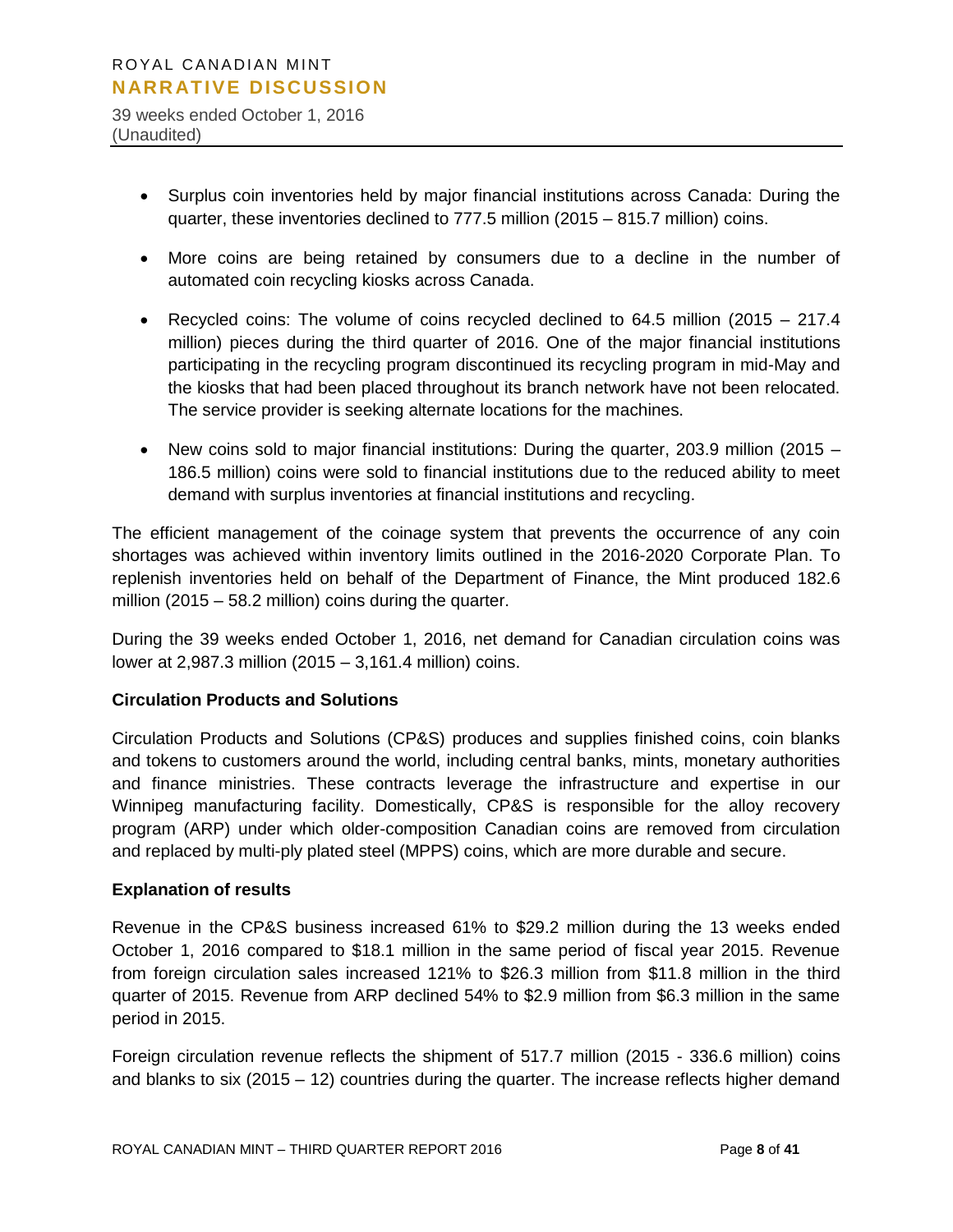- Surplus coin inventories held by major financial institutions across Canada: During the quarter, these inventories declined to 777.5 million (2015 – 815.7 million) coins.
- More coins are being retained by consumers due to a decline in the number of automated coin recycling kiosks across Canada.
- Recycled coins: The volume of coins recycled declined to 64.5 million (2015 – 217.4 million) pieces during the third quarter of 2016. One of the major financial institutions participating in the recycling program discontinued its recycling program in mid-May and the kiosks that had been placed throughout its branch network have not been relocated. The service provider is seeking alternate locations for the machines.
- New coins sold to major financial institutions: During the quarter, 203.9 million (2015 – 186.5 million) coins were sold to financial institutions due to the reduced ability to meet demand with surplus inventories at financial institutions and recycling.

The efficient management of the coinage system that prevents the occurrence of any coin shortages was achieved within inventory limits outlined in the 2016-2020 Corporate Plan. To replenish inventories held on behalf of the Department of Finance, the Mint produced 182.6 million (2015 – 58.2 million) coins during the quarter.

During the 39 weeks ended October 1, 2016, net demand for Canadian circulation coins was lower at 2,987.3 million (2015 – 3,161.4 million) coins.

**Circulation Products and Solutions**

Circulation Products and Solutions (CP&S) produces and supplies finished coins, coin blanks and tokens to customers around the world, including central banks, mints, monetary authorities and finance ministries. These contracts leverage the infrastructure and expertise in our Winnipeg manufacturing facility. Domestically, CP&S is responsible for the alloy recovery program (ARP) under which older-composition Canadian coins are removed from circulation and replaced by multi-ply plated steel (MPPS) coins, which are more durable and secure.

**Explanation of results**

Revenue in the CP&S business increased 61% to $29.2 million during the 13 weeks ended October 1, 2016 compared to $18.1 million in the same period of fiscal year 2015. Revenue from foreign circulation sales increased 121% to $26.3 million from $11.8 million in the third quarter of 2015. Revenue from ARP declined 54% to $2.9 million from $6.3 million in the same period in 2015.

Foreign circulation revenue reflects the shipment of 517.7 million (2015 - 336.6 million) coins and blanks to six (2015 – 12) countries during the quarter. The increase reflects higher demand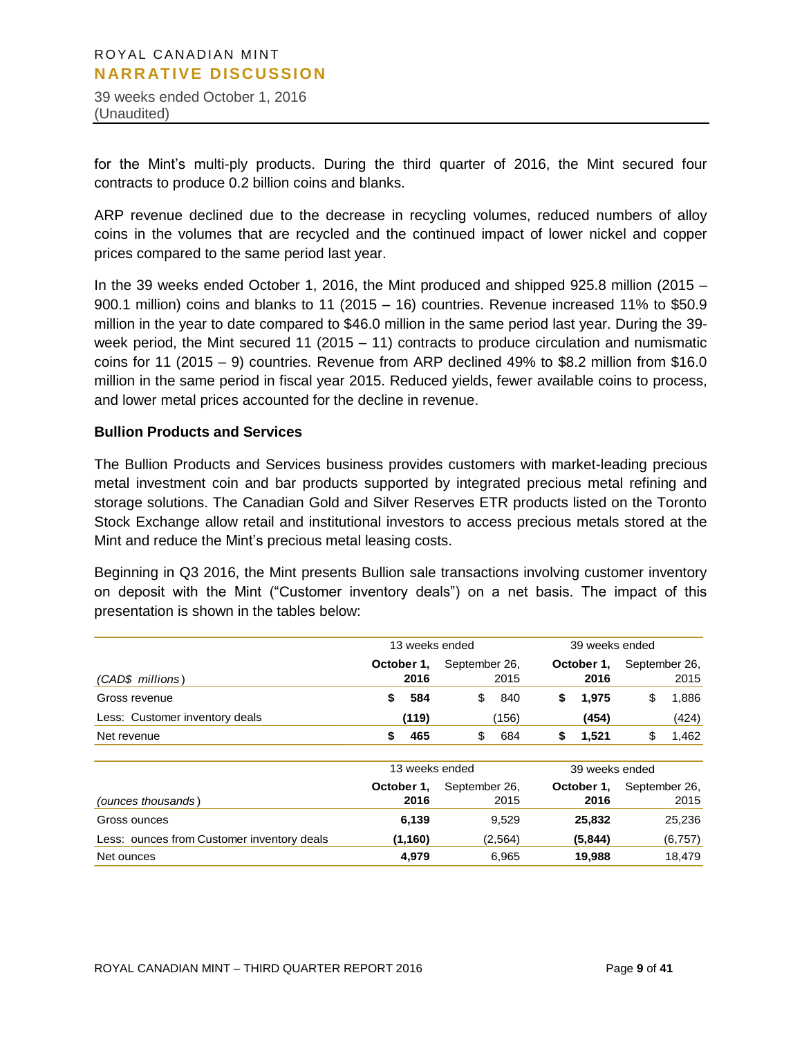for the Mint's multi-ply products. During the third quarter of 2016, the Mint secured four contracts to produce 0.2 billion coins and blanks.

ARP revenue declined due to the decrease in recycling volumes, reduced numbers of alloy coins in the volumes that are recycled and the continued impact of lower nickel and copper prices compared to the same period last year.

In the 39 weeks ended October 1, 2016, the Mint produced and shipped 925.8 million (2015 – 900.1 million) coins and blanks to 11 (2015 – 16) countries. Revenue increased 11% to $50.9 million in the year to date compared to $46.0 million in the same period last year. During the 39-week period, the Mint secured 11 (2015 – 11) contracts to produce circulation and numismatic coins for 11 (2015 – 9) countries. Revenue from ARP declined 49% to $8.2 million from $16.0 million in the same period in fiscal year 2015. Reduced yields, fewer available coins to process, and lower metal prices accounted for the decline in revenue.

**Bullion Products and Services**

The Bullion Products and Services business provides customers with market-leading precious metal investment coin and bar products supported by integrated precious metal refining and storage solutions. The Canadian Gold and Silver Reserves ETR products listed on the Toronto Stock Exchange allow retail and institutional investors to access precious metals stored at the Mint and reduce the Mint's precious metal leasing costs.

Beginning in Q3 2016, the Mint presents Bullion sale transactions involving customer inventory on deposit with the Mint ("Customer inventory deals") on a net basis. The impact of this presentation is shown in the tables below:

| | 13 weeks ended | | 39 weeks ended | |
|---|---|---|---|---|
| *(CAD$ millions)* | **October 1, 2016** | September 26, 2015 | **October 1, 2016** | September 26, 2015 |
| Gross revenue | **$ 584** | $ 840 | **$ 1,975** | $ 1,886 |
| Less: Customer inventory deals | **(119)** | (156) | **(454)** | (424) |
| Net revenue | **$ 465** | $ 684 | **$ 1,521** | $ 1,462 |

| | 13 weeks ended | | 39 weeks ended | |
|---|---|---|---|---|
| *(ounces thousands)* | **October 1, 2016** | September 26, 2015 | **October 1, 2016** | September 26, 2015 |
| Gross ounces | **6,139** | 9,529 | **25,832** | 25,236 |
| Less: ounces from Customer inventory deals | **(1,160)** | (2,564) | **(5,844)** | (6,757) |
| Net ounces | **4,979** | 6,965 | **19,988** | 18,479 |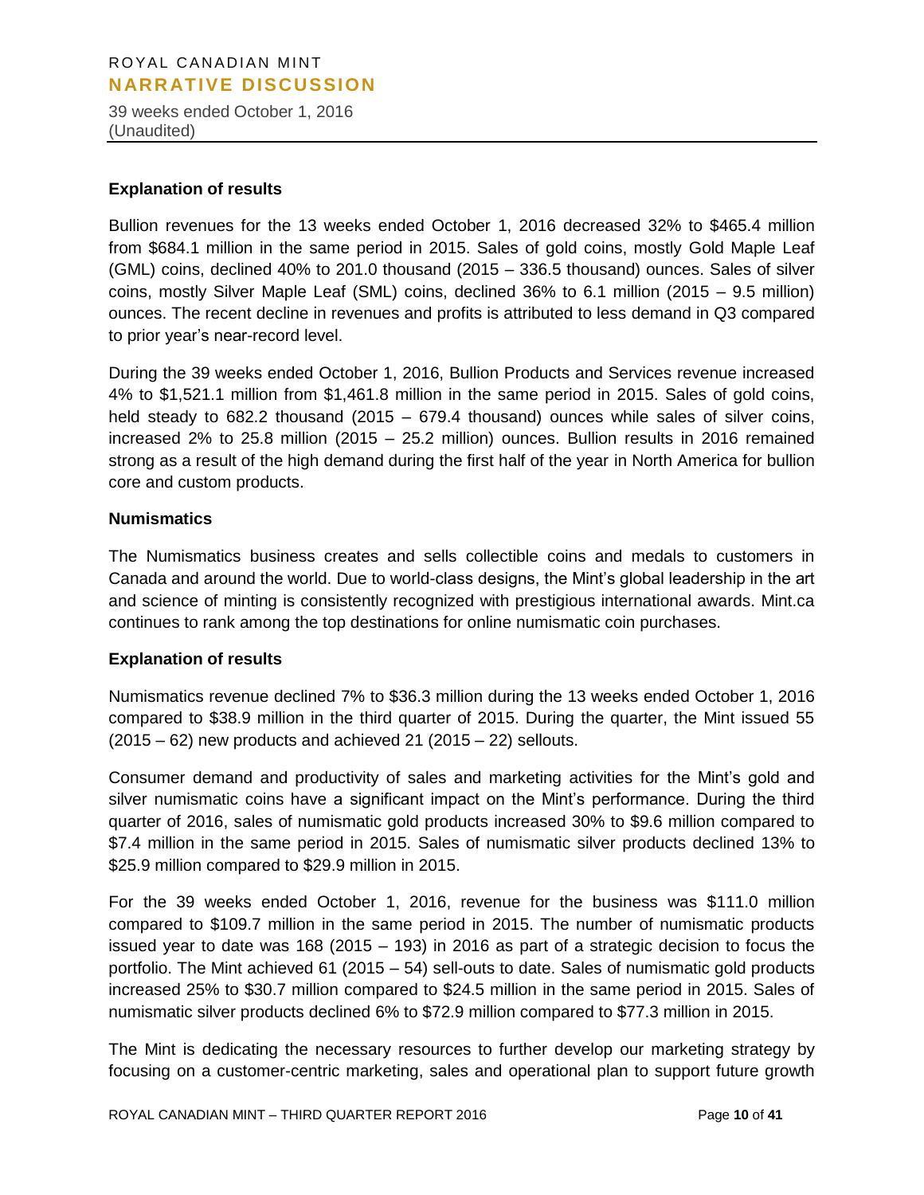### Explanation of results

Bullion revenues for the 13 weeks ended October 1, 2016 decreased 32% to $465.4 million from $684.1 million in the same period in 2015. Sales of gold coins, mostly Gold Maple Leaf (GML) coins, declined 40% to 201.0 thousand (2015 – 336.5 thousand) ounces. Sales of silver coins, mostly Silver Maple Leaf (SML) coins, declined 36% to 6.1 million (2015 – 9.5 million) ounces. The recent decline in revenues and profits is attributed to less demand in Q3 compared to prior year's near-record level.

During the 39 weeks ended October 1, 2016, Bullion Products and Services revenue increased 4% to $1,521.1 million from $1,461.8 million in the same period in 2015. Sales of gold coins, held steady to 682.2 thousand (2015 – 679.4 thousand) ounces while sales of silver coins, increased 2% to 25.8 million (2015 – 25.2 million) ounces. Bullion results in 2016 remained strong as a result of the high demand during the first half of the year in North America for bullion core and custom products.

### Numismatics

The Numismatics business creates and sells collectible coins and medals to customers in Canada and around the world. Due to world-class designs, the Mint's global leadership in the art and science of minting is consistently recognized with prestigious international awards. Mint.ca continues to rank among the top destinations for online numismatic coin purchases.

### Explanation of results

Numismatics revenue declined 7% to $36.3 million during the 13 weeks ended October 1, 2016 compared to $38.9 million in the third quarter of 2015. During the quarter, the Mint issued 55 (2015 – 62) new products and achieved 21 (2015 – 22) sellouts.

Consumer demand and productivity of sales and marketing activities for the Mint's gold and silver numismatic coins have a significant impact on the Mint's performance. During the third quarter of 2016, sales of numismatic gold products increased 30% to $9.6 million compared to $7.4 million in the same period in 2015. Sales of numismatic silver products declined 13% to $25.9 million compared to $29.9 million in 2015.

For the 39 weeks ended October 1, 2016, revenue for the business was $111.0 million compared to $109.7 million in the same period in 2015. The number of numismatic products issued year to date was 168 (2015 – 193) in 2016 as part of a strategic decision to focus the portfolio. The Mint achieved 61 (2015 – 54) sell-outs to date. Sales of numismatic gold products increased 25% to $30.7 million compared to $24.5 million in the same period in 2015. Sales of numismatic silver products declined 6% to $72.9 million compared to $77.3 million in 2015.

The Mint is dedicating the necessary resources to further develop our marketing strategy by focusing on a customer-centric marketing, sales and operational plan to support future growth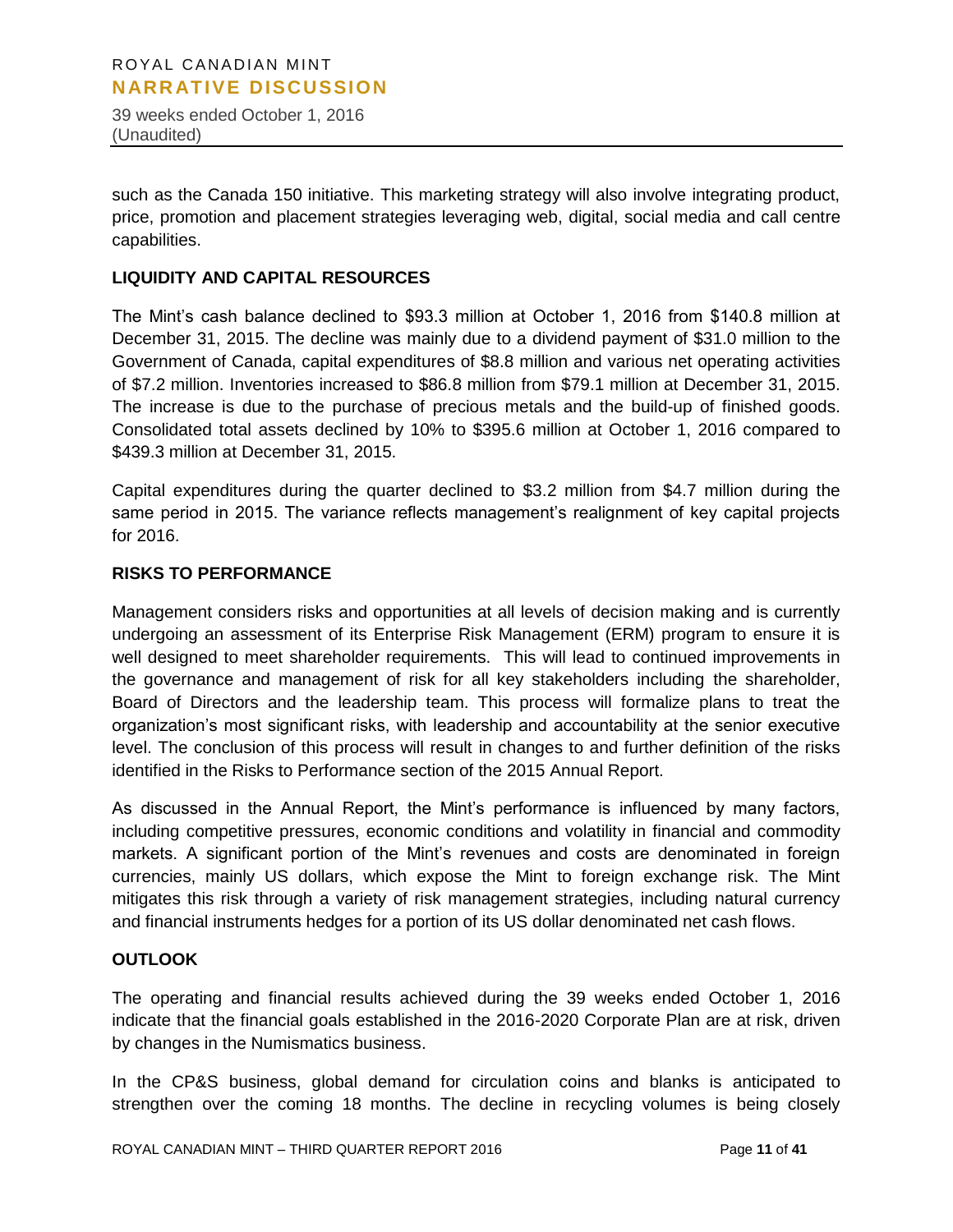such as the Canada 150 initiative. This marketing strategy will also involve integrating product, price, promotion and placement strategies leveraging web, digital, social media and call centre capabilities.

## LIQUIDITY AND CAPITAL RESOURCES

The Mint's cash balance declined to $93.3 million at October 1, 2016 from $140.8 million at December 31, 2015. The decline was mainly due to a dividend payment of $31.0 million to the Government of Canada, capital expenditures of $8.8 million and various net operating activities of $7.2 million. Inventories increased to $86.8 million from $79.1 million at December 31, 2015. The increase is due to the purchase of precious metals and the build-up of finished goods. Consolidated total assets declined by 10% to $395.6 million at October 1, 2016 compared to $439.3 million at December 31, 2015.

Capital expenditures during the quarter declined to $3.2 million from $4.7 million during the same period in 2015. The variance reflects management's realignment of key capital projects for 2016.

## RISKS TO PERFORMANCE

Management considers risks and opportunities at all levels of decision making and is currently undergoing an assessment of its Enterprise Risk Management (ERM) program to ensure it is well designed to meet shareholder requirements. This will lead to continued improvements in the governance and management of risk for all key stakeholders including the shareholder, Board of Directors and the leadership team. This process will formalize plans to treat the organization's most significant risks, with leadership and accountability at the senior executive level. The conclusion of this process will result in changes to and further definition of the risks identified in the Risks to Performance section of the 2015 Annual Report.

As discussed in the Annual Report, the Mint's performance is influenced by many factors, including competitive pressures, economic conditions and volatility in financial and commodity markets. A significant portion of the Mint's revenues and costs are denominated in foreign currencies, mainly US dollars, which expose the Mint to foreign exchange risk. The Mint mitigates this risk through a variety of risk management strategies, including natural currency and financial instruments hedges for a portion of its US dollar denominated net cash flows.

## OUTLOOK

The operating and financial results achieved during the 39 weeks ended October 1, 2016 indicate that the financial goals established in the 2016-2020 Corporate Plan are at risk, driven by changes in the Numismatics business.

In the CP&S business, global demand for circulation coins and blanks is anticipated to strengthen over the coming 18 months. The decline in recycling volumes is being closely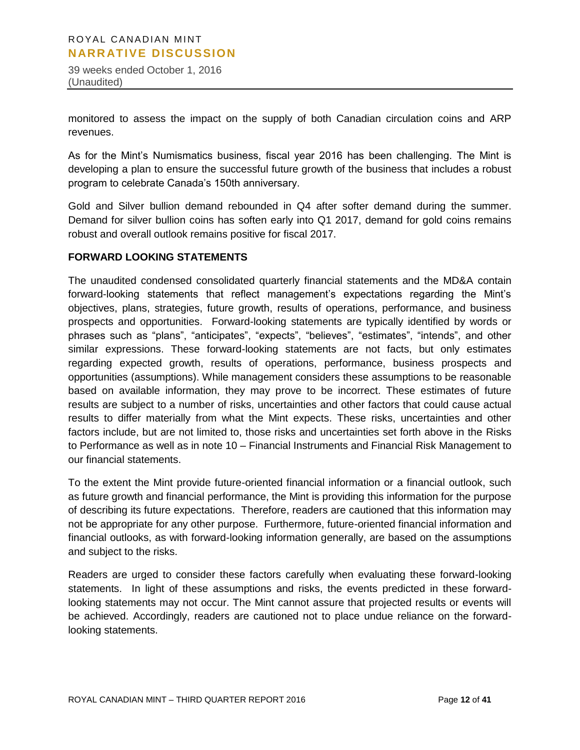monitored to assess the impact on the supply of both Canadian circulation coins and ARP revenues.

As for the Mint's Numismatics business, fiscal year 2016 has been challenging. The Mint is developing a plan to ensure the successful future growth of the business that includes a robust program to celebrate Canada's 150th anniversary.

Gold and Silver bullion demand rebounded in Q4 after softer demand during the summer. Demand for silver bullion coins has soften early into Q1 2017, demand for gold coins remains robust and overall outlook remains positive for fiscal 2017.

## FORWARD LOOKING STATEMENTS

The unaudited condensed consolidated quarterly financial statements and the MD&A contain forward-looking statements that reflect management's expectations regarding the Mint's objectives, plans, strategies, future growth, results of operations, performance, and business prospects and opportunities. Forward-looking statements are typically identified by words or phrases such as "plans", "anticipates", "expects", "believes", "estimates", "intends", and other similar expressions. These forward-looking statements are not facts, but only estimates regarding expected growth, results of operations, performance, business prospects and opportunities (assumptions). While management considers these assumptions to be reasonable based on available information, they may prove to be incorrect. These estimates of future results are subject to a number of risks, uncertainties and other factors that could cause actual results to differ materially from what the Mint expects. These risks, uncertainties and other factors include, but are not limited to, those risks and uncertainties set forth above in the Risks to Performance as well as in note 10 – Financial Instruments and Financial Risk Management to our financial statements.

To the extent the Mint provide future-oriented financial information or a financial outlook, such as future growth and financial performance, the Mint is providing this information for the purpose of describing its future expectations. Therefore, readers are cautioned that this information may not be appropriate for any other purpose. Furthermore, future-oriented financial information and financial outlooks, as with forward-looking information generally, are based on the assumptions and subject to the risks.

Readers are urged to consider these factors carefully when evaluating these forward-looking statements. In light of these assumptions and risks, the events predicted in these forward-looking statements may not occur. The Mint cannot assure that projected results or events will be achieved. Accordingly, readers are cautioned not to place undue reliance on the forward-looking statements.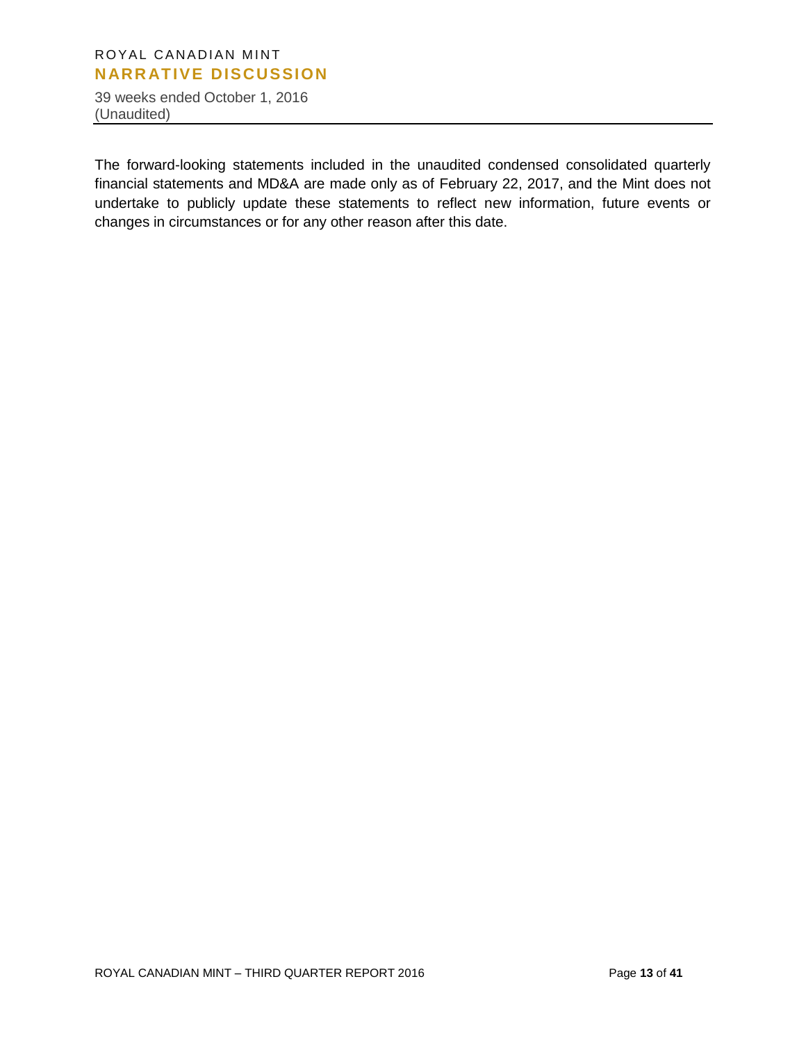The forward-looking statements included in the unaudited condensed consolidated quarterly financial statements and MD&A are made only as of February 22, 2017, and the Mint does not undertake to publicly update these statements to reflect new information, future events or changes in circumstances or for any other reason after this date.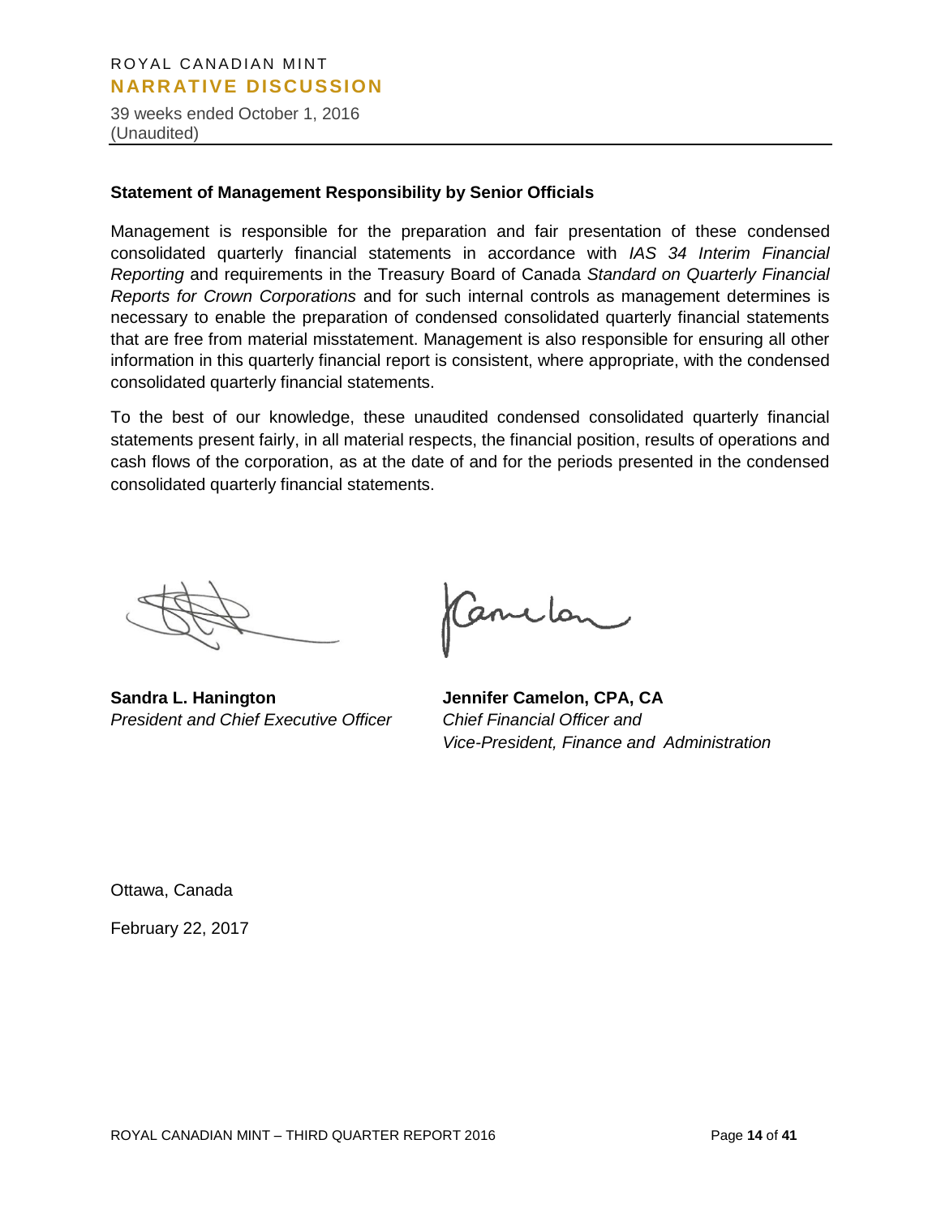### Statement of Management Responsibility by Senior Officials

Management is responsible for the preparation and fair presentation of these condensed consolidated quarterly financial statements in accordance with *IAS 34 Interim Financial Reporting* and requirements in the Treasury Board of Canada *Standard on Quarterly Financial Reports for Crown Corporations* and for such internal controls as management determines is necessary to enable the preparation of condensed consolidated quarterly financial statements that are free from material misstatement. Management is also responsible for ensuring all other information in this quarterly financial report is consistent, where appropriate, with the condensed consolidated quarterly financial statements.

To the best of our knowledge, these unaudited condensed consolidated quarterly financial statements present fairly, in all material respects, the financial position, results of operations and cash flows of the corporation, as at the date of and for the periods presented in the condensed consolidated quarterly financial statements.

**Sandra L. Hanington**
*President and Chief Executive Officer*

**Jennifer Camelon, CPA, CA**
*Chief Financial Officer and*
*Vice-President, Finance and Administration*

Ottawa, Canada

February 22, 2017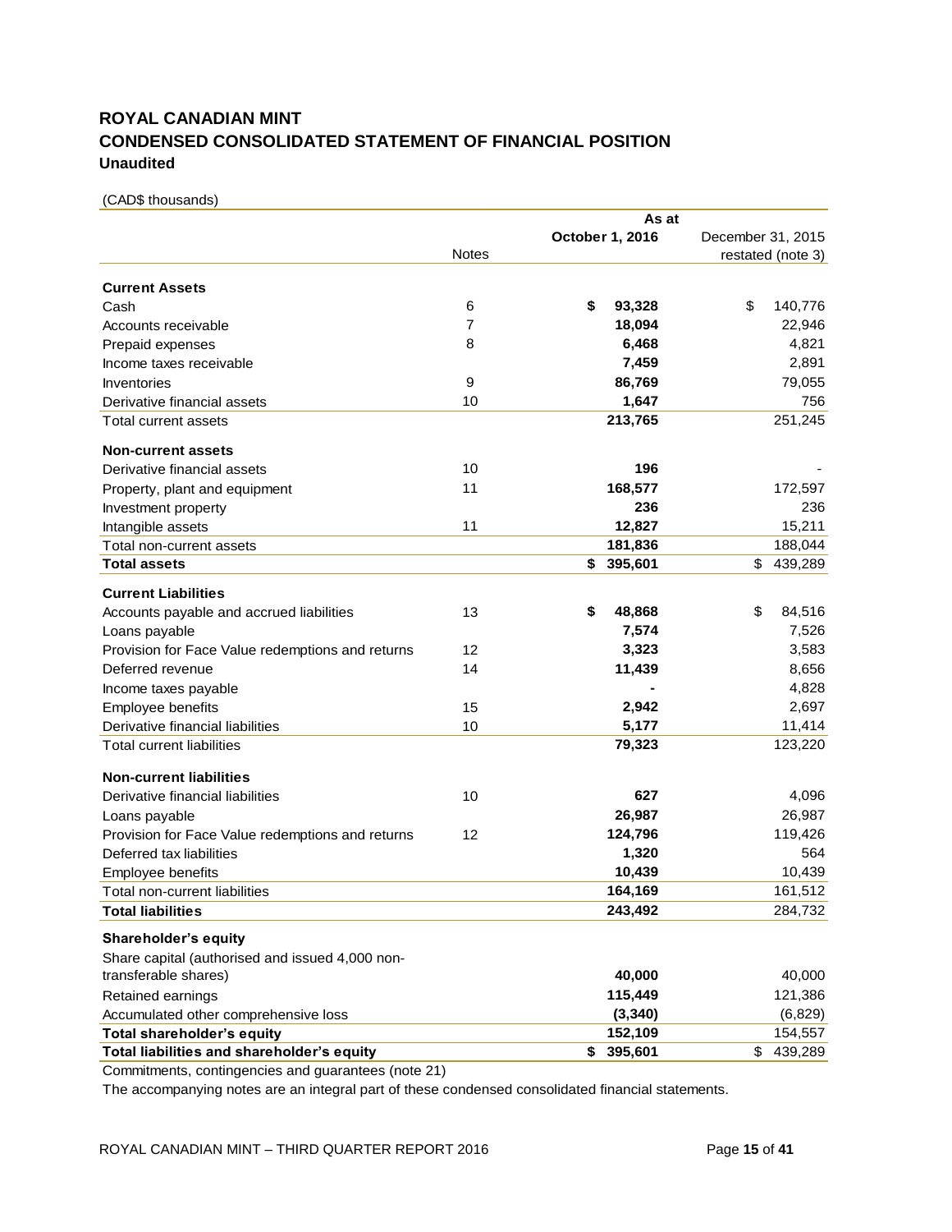# ROYAL CANADIAN MINT
# CONDENSED CONSOLIDATED STATEMENT OF FINANCIAL POSITION
**Unaudited**

(CAD$ thousands)

| | | As at | |
|---|---|---|---|
| | Notes | October 1, 2016 | December 31, 2015 restated (note 3) |
| **Current Assets** | | | |
| Cash | 6 | **$ 93,328** | $ 140,776 |
| Accounts receivable | 7 | **18,094** | 22,946 |
| Prepaid expenses | 8 | **6,468** | 4,821 |
| Income taxes receivable | | **7,459** | 2,891 |
| Inventories | 9 | **86,769** | 79,055 |
| Derivative financial assets | 10 | **1,647** | 756 |
| Total current assets | | **213,765** | 251,245 |
| **Non-current assets** | | | |
| Derivative financial assets | 10 | **196** | - |
| Property, plant and equipment | 11 | **168,577** | 172,597 |
| Investment property | | **236** | 236 |
| Intangible assets | 11 | **12,827** | 15,211 |
| Total non-current assets | | **181,836** | 188,044 |
| **Total assets** | | **$ 395,601** | $ 439,289 |
| **Current Liabilities** | | | |
| Accounts payable and accrued liabilities | 13 | **$ 48,868** | $ 84,516 |
| Loans payable | | **7,574** | 7,526 |
| Provision for Face Value redemptions and returns | 12 | **3,323** | 3,583 |
| Deferred revenue | 14 | **11,439** | 8,656 |
| Income taxes payable | | **-** | 4,828 |
| Employee benefits | 15 | **2,942** | 2,697 |
| Derivative financial liabilities | 10 | **5,177** | 11,414 |
| Total current liabilities | | **79,323** | 123,220 |
| **Non-current liabilities** | | | |
| Derivative financial liabilities | 10 | **627** | 4,096 |
| Loans payable | | **26,987** | 26,987 |
| Provision for Face Value redemptions and returns | 12 | **124,796** | 119,426 |
| Deferred tax liabilities | | **1,320** | 564 |
| Employee benefits | | **10,439** | 10,439 |
| Total non-current liabilities | | **164,169** | 161,512 |
| **Total liabilities** | | **243,492** | 284,732 |
| **Shareholder's equity** | | | |
| Share capital (authorised and issued 4,000 non-transferable shares) | | **40,000** | 40,000 |
| Retained earnings | | **115,449** | 121,386 |
| Accumulated other comprehensive loss | | **(3,340)** | (6,829) |
| **Total shareholder's equity** | | **152,109** | 154,557 |
| **Total liabilities and shareholder's equity** | | **$ 395,601** | $ 439,289 |

Commitments, contingencies and guarantees (note 21)

The accompanying notes are an integral part of these condensed consolidated financial statements.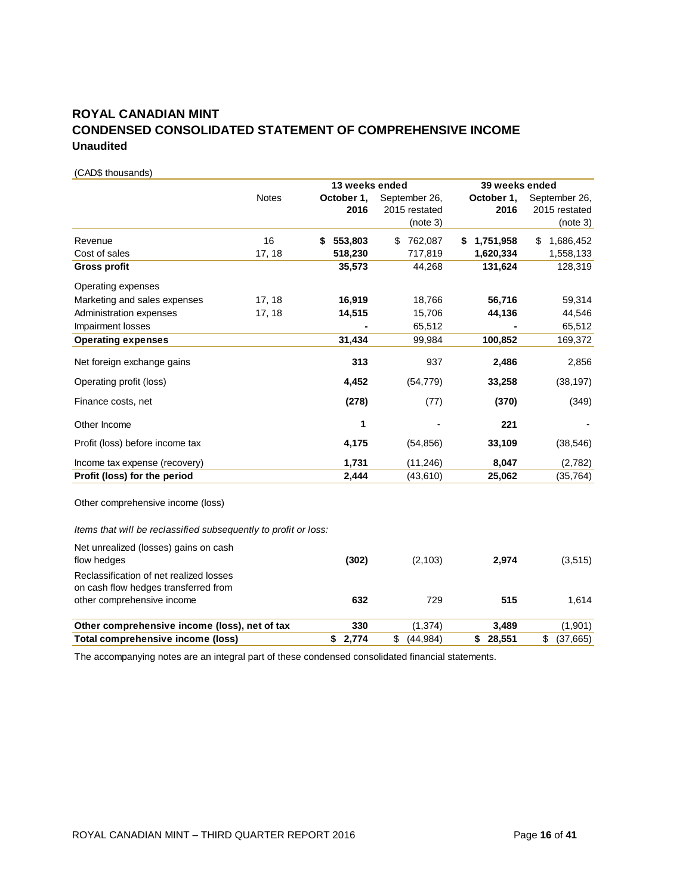# ROYAL CANADIAN MINT
# CONDENSED CONSOLIDATED STATEMENT OF COMPREHENSIVE INCOME
### Unaudited

(CAD$ thousands)

| | Notes | 13 weeks ended | | 39 weeks ended | |
|---|---|---|---|---|---|
| | | **October 1, 2016** | September 26, 2015 restated (note 3) | **October 1, 2016** | September 26, 2015 restated (note 3) |
| Revenue | 16 | **$ 553,803** | $ 762,087 | **$ 1,751,958** | $ 1,686,452 |
| Cost of sales | 17, 18 | **518,230** | 717,819 | **1,620,334** | 1,558,133 |
| **Gross profit** | | **35,573** | 44,268 | **131,624** | 128,319 |
| Operating expenses | | | | | |
| Marketing and sales expenses | 17, 18 | **16,919** | 18,766 | **56,716** | 59,314 |
| Administration expenses | 17, 18 | **14,515** | 15,706 | **44,136** | 44,546 |
| Impairment losses | | **-** | 65,512 | **-** | 65,512 |
| **Operating expenses** | | **31,434** | 99,984 | **100,852** | 169,372 |
| Net foreign exchange gains | | **313** | 937 | **2,486** | 2,856 |
| Operating profit (loss) | | **4,452** | (54,779) | **33,258** | (38,197) |
| Finance costs, net | | **(278)** | (77) | **(370)** | (349) |
| Other Income | | **1** | - | **221** | - |
| Profit (loss) before income tax | | **4,175** | (54,856) | **33,109** | (38,546) |
| Income tax expense (recovery) | | **1,731** | (11,246) | **8,047** | (2,782) |
| **Profit (loss) for the period** | | **2,444** | (43,610) | **25,062** | (35,764) |
| Other comprehensive income (loss) | | | | | |
| *Items that will be reclassified subsequently to profit or loss:* | | | | | |
| Net unrealized (losses) gains on cash flow hedges | | **(302)** | (2,103) | **2,974** | (3,515) |
| Reclassification of net realized losses on cash flow hedges transferred from other comprehensive income | | **632** | 729 | **515** | 1,614 |
| **Other comprehensive income (loss), net of tax** | | **330** | (1,374) | **3,489** | (1,901) |
| **Total comprehensive income (loss)** | | **$ 2,774** | $ (44,984) | **$ 28,551** | $ (37,665) |

The accompanying notes are an integral part of these condensed consolidated financial statements.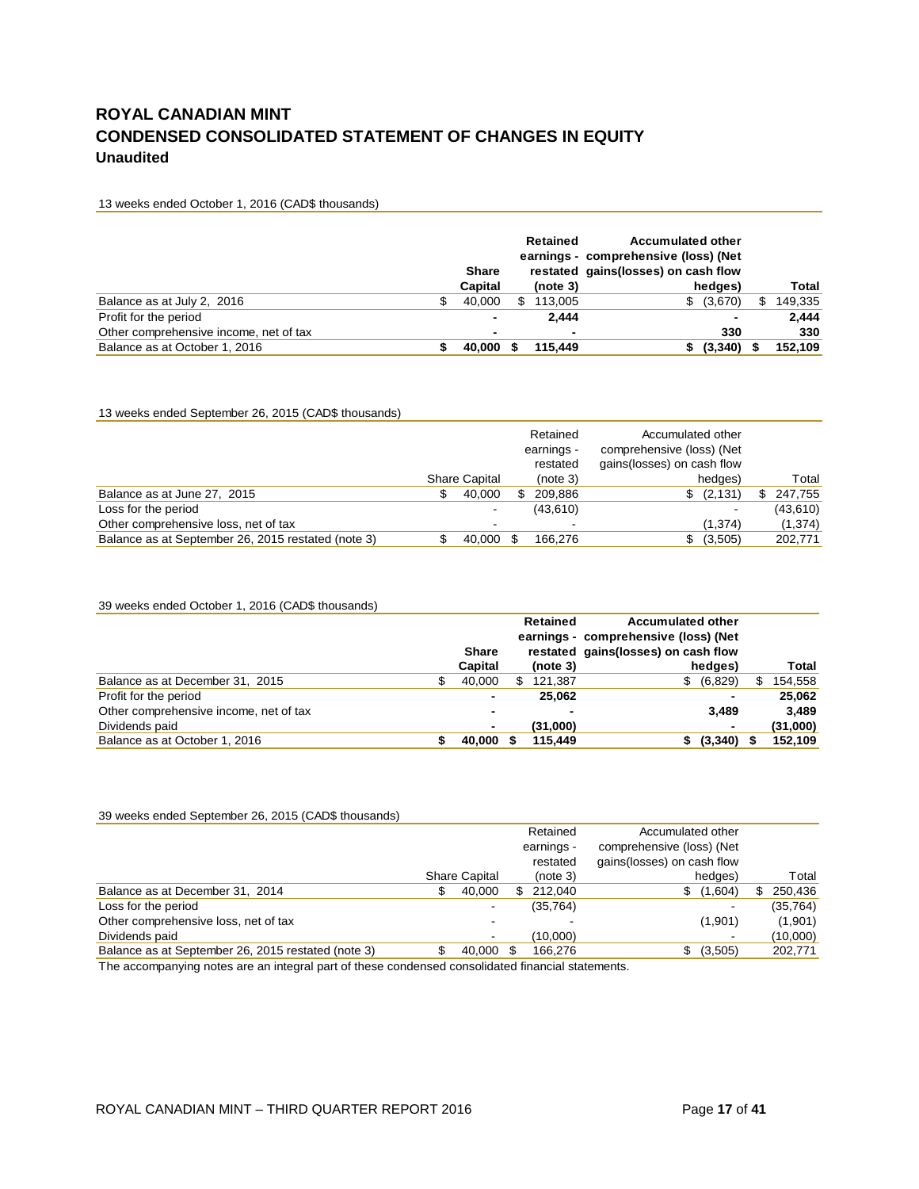# ROYAL CANADIAN MINT
## CONDENSED CONSOLIDATED STATEMENT OF CHANGES IN EQUITY
### Unaudited

13 weeks ended October 1, 2016 (CAD$ thousands)

| | Share Capital | Retained earnings - restated (note 3) | Accumulated other comprehensive (loss) (Net gains(losses) on cash flow hedges) | Total |
|---|---|---|---|---|
| Balance as at July 2, 2016 | $ 40,000 | $ 113,005 | $ (3,670) | $ 149,335 |
| Profit for the period | **-** | **2,444** | **-** | **2,444** |
| Other comprehensive income, net of tax | **-** | **-** | **330** | **330** |
| Balance as at October 1, 2016 | **$ 40,000** | **$ 115,449** | **$ (3,340)** | **$ 152,109** |

13 weeks ended September 26, 2015 (CAD$ thousands)

| | Share Capital | Retained earnings - restated (note 3) | Accumulated other comprehensive (loss) (Net gains(losses) on cash flow hedges) | Total |
|---|---|---|---|---|
| Balance as at June 27, 2015 | $ 40,000 | $ 209,886 | $ (2,131) | $ 247,755 |
| Loss for the period | - | (43,610) | - | (43,610) |
| Other comprehensive loss, net of tax | - | - | (1,374) | (1,374) |
| Balance as at September 26, 2015 restated (note 3) | $ 40,000 | $ 166,276 | $ (3,505) | 202,771 |

39 weeks ended October 1, 2016 (CAD$ thousands)

| | Share Capital | Retained earnings - restated (note 3) | Accumulated other comprehensive (loss) (Net gains(losses) on cash flow hedges) | Total |
|---|---|---|---|---|
| Balance as at December 31, 2015 | $ 40,000 | $ 121,387 | $ (6,829) | $ 154,558 |
| Profit for the period | **-** | **25,062** | **-** | **25,062** |
| Other comprehensive income, net of tax | **-** | **-** | **3,489** | **3,489** |
| Dividends paid | **-** | **(31,000)** | **-** | **(31,000)** |
| Balance as at October 1, 2016 | **$ 40,000** | **$ 115,449** | **$ (3,340)** | **$ 152,109** |

39 weeks ended September 26, 2015 (CAD$ thousands)

| | Share Capital | Retained earnings - restated (note 3) | Accumulated other comprehensive (loss) (Net gains(losses) on cash flow hedges) | Total |
|---|---|---|---|---|
| Balance as at December 31, 2014 | $ 40,000 | $ 212,040 | $ (1,604) | $ 250,436 |
| Loss for the period | - | (35,764) | - | (35,764) |
| Other comprehensive loss, net of tax | - | - | (1,901) | (1,901) |
| Dividends paid | - | (10,000) | - | (10,000) |
| Balance as at September 26, 2015 restated (note 3) | $ 40,000 | $ 166,276 | $ (3,505) | 202,771 |

The accompanying notes are an integral part of these condensed consolidated financial statements.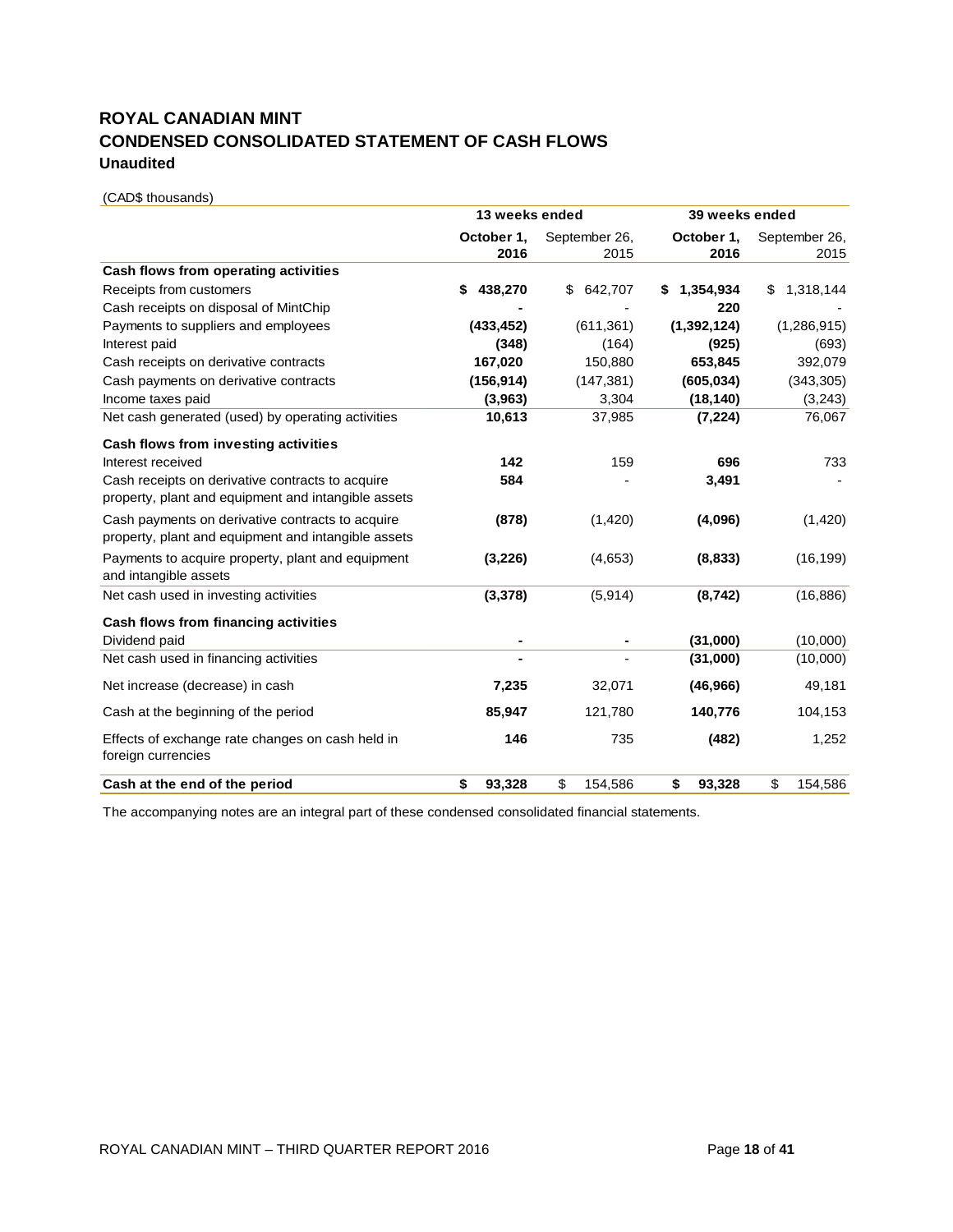# ROYAL CANADIAN MINT
# CONDENSED CONSOLIDATED STATEMENT OF CASH FLOWS
### Unaudited

(CAD$ thousands)

| | 13 weeks ended | | 39 weeks ended | |
|---|---|---|---|---|
| | **October 1, 2016** | September 26, 2015 | **October 1, 2016** | September 26, 2015 |
| **Cash flows from operating activities** | | | | |
| Receipts from customers | **$ 438,270** | $ 642,707 | **$ 1,354,934** | $ 1,318,144 |
| Cash receipts on disposal of MintChip | **-** | - | **220** | - |
| Payments to suppliers and employees | **(433,452)** | (611,361) | **(1,392,124)** | (1,286,915) |
| Interest paid | **(348)** | (164) | **(925)** | (693) |
| Cash receipts on derivative contracts | **167,020** | 150,880 | **653,845** | 392,079 |
| Cash payments on derivative contracts | **(156,914)** | (147,381) | **(605,034)** | (343,305) |
| Income taxes paid | **(3,963)** | 3,304 | **(18,140)** | (3,243) |
| Net cash generated (used) by operating activities | **10,613** | 37,985 | **(7,224)** | 76,067 |
| **Cash flows from investing activities** | | | | |
| Interest received | **142** | 159 | **696** | 733 |
| Cash receipts on derivative contracts to acquire property, plant and equipment and intangible assets | **584** | - | **3,491** | - |
| Cash payments on derivative contracts to acquire property, plant and equipment and intangible assets | **(878)** | (1,420) | **(4,096)** | (1,420) |
| Payments to acquire property, plant and equipment and intangible assets | **(3,226)** | (4,653) | **(8,833)** | (16,199) |
| Net cash used in investing activities | **(3,378)** | (5,914) | **(8,742)** | (16,886) |
| **Cash flows from financing activities** | | | | |
| Dividend paid | **-** | **-** | **(31,000)** | (10,000) |
| Net cash used in financing activities | **-** | - | **(31,000)** | (10,000) |
| Net increase (decrease) in cash | **7,235** | 32,071 | **(46,966)** | 49,181 |
| Cash at the beginning of the period | **85,947** | 121,780 | **140,776** | 104,153 |
| Effects of exchange rate changes on cash held in foreign currencies | **146** | 735 | **(482)** | 1,252 |
| **Cash at the end of the period** | **$ 93,328** | $ 154,586 | **$ 93,328** | $ 154,586 |

The accompanying notes are an integral part of these condensed consolidated financial statements.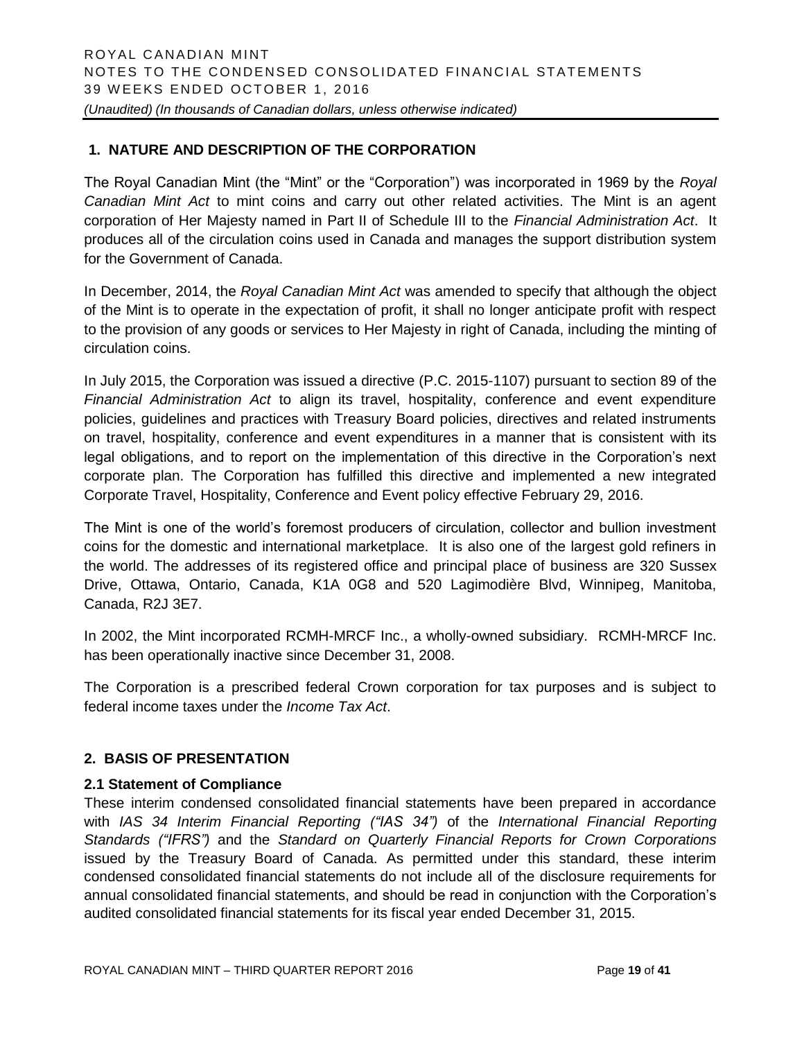## 1. NATURE AND DESCRIPTION OF THE CORPORATION

The Royal Canadian Mint (the "Mint" or the "Corporation") was incorporated in 1969 by the *Royal Canadian Mint Act* to mint coins and carry out other related activities. The Mint is an agent corporation of Her Majesty named in Part II of Schedule III to the *Financial Administration Act*. It produces all of the circulation coins used in Canada and manages the support distribution system for the Government of Canada.

In December, 2014, the *Royal Canadian Mint Act* was amended to specify that although the object of the Mint is to operate in the expectation of profit, it shall no longer anticipate profit with respect to the provision of any goods or services to Her Majesty in right of Canada, including the minting of circulation coins.

In July 2015, the Corporation was issued a directive (P.C. 2015-1107) pursuant to section 89 of the *Financial Administration Act* to align its travel, hospitality, conference and event expenditure policies, guidelines and practices with Treasury Board policies, directives and related instruments on travel, hospitality, conference and event expenditures in a manner that is consistent with its legal obligations, and to report on the implementation of this directive in the Corporation's next corporate plan. The Corporation has fulfilled this directive and implemented a new integrated Corporate Travel, Hospitality, Conference and Event policy effective February 29, 2016.

The Mint is one of the world's foremost producers of circulation, collector and bullion investment coins for the domestic and international marketplace. It is also one of the largest gold refiners in the world. The addresses of its registered office and principal place of business are 320 Sussex Drive, Ottawa, Ontario, Canada, K1A 0G8 and 520 Lagimodière Blvd, Winnipeg, Manitoba, Canada, R2J 3E7.

In 2002, the Mint incorporated RCMH-MRCF Inc., a wholly-owned subsidiary. RCMH-MRCF Inc. has been operationally inactive since December 31, 2008.

The Corporation is a prescribed federal Crown corporation for tax purposes and is subject to federal income taxes under the *Income Tax Act*.

## 2. BASIS OF PRESENTATION

### 2.1 Statement of Compliance

These interim condensed consolidated financial statements have been prepared in accordance with *IAS 34 Interim Financial Reporting ("IAS 34")* of the *International Financial Reporting Standards ("IFRS")* and the *Standard on Quarterly Financial Reports for Crown Corporations* issued by the Treasury Board of Canada. As permitted under this standard, these interim condensed consolidated financial statements do not include all of the disclosure requirements for annual consolidated financial statements, and should be read in conjunction with the Corporation's audited consolidated financial statements for its fiscal year ended December 31, 2015.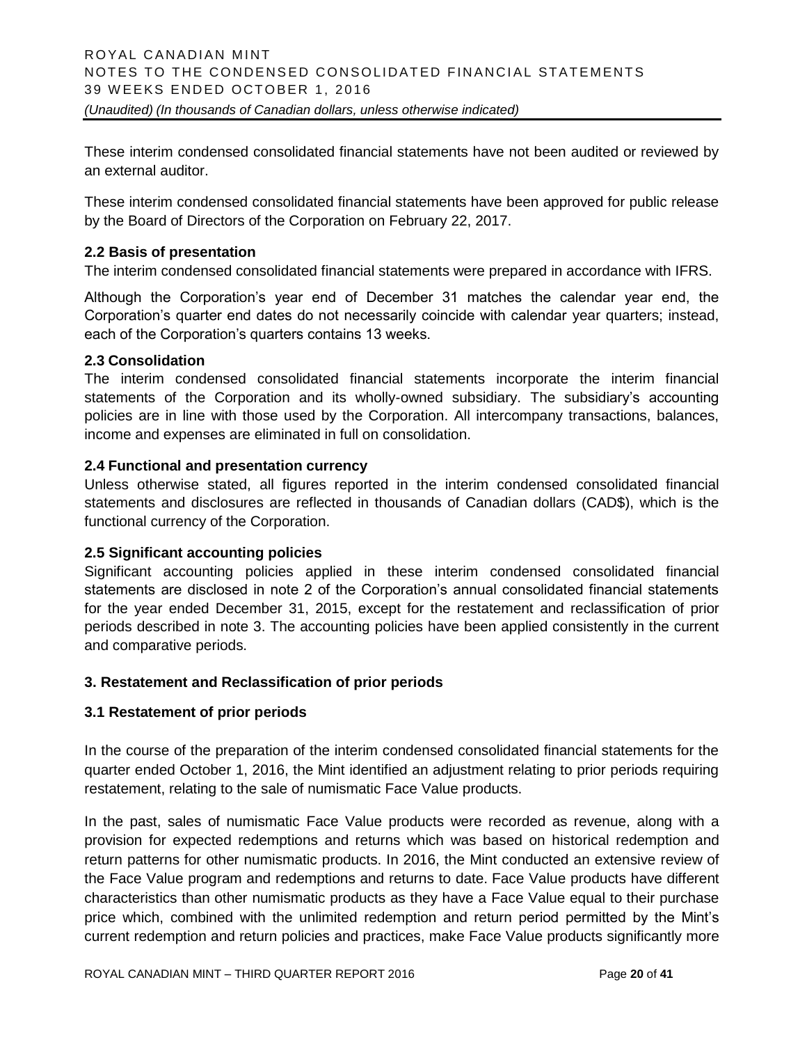These interim condensed consolidated financial statements have not been audited or reviewed by an external auditor.

These interim condensed consolidated financial statements have been approved for public release by the Board of Directors of the Corporation on February 22, 2017.

### 2.2 Basis of presentation

The interim condensed consolidated financial statements were prepared in accordance with IFRS.

Although the Corporation's year end of December 31 matches the calendar year end, the Corporation's quarter end dates do not necessarily coincide with calendar year quarters; instead, each of the Corporation's quarters contains 13 weeks.

### 2.3 Consolidation

The interim condensed consolidated financial statements incorporate the interim financial statements of the Corporation and its wholly-owned subsidiary. The subsidiary's accounting policies are in line with those used by the Corporation. All intercompany transactions, balances, income and expenses are eliminated in full on consolidation.

### 2.4 Functional and presentation currency

Unless otherwise stated, all figures reported in the interim condensed consolidated financial statements and disclosures are reflected in thousands of Canadian dollars (CAD$), which is the functional currency of the Corporation.

### 2.5 Significant accounting policies

Significant accounting policies applied in these interim condensed consolidated financial statements are disclosed in note 2 of the Corporation's annual consolidated financial statements for the year ended December 31, 2015, except for the restatement and reclassification of prior periods described in note 3. The accounting policies have been applied consistently in the current and comparative periods.

## 3. Restatement and Reclassification of prior periods

### 3.1 Restatement of prior periods

In the course of the preparation of the interim condensed consolidated financial statements for the quarter ended October 1, 2016, the Mint identified an adjustment relating to prior periods requiring restatement, relating to the sale of numismatic Face Value products.

In the past, sales of numismatic Face Value products were recorded as revenue, along with a provision for expected redemptions and returns which was based on historical redemption and return patterns for other numismatic products. In 2016, the Mint conducted an extensive review of the Face Value program and redemptions and returns to date. Face Value products have different characteristics than other numismatic products as they have a Face Value equal to their purchase price which, combined with the unlimited redemption and return period permitted by the Mint's current redemption and return policies and practices, make Face Value products significantly more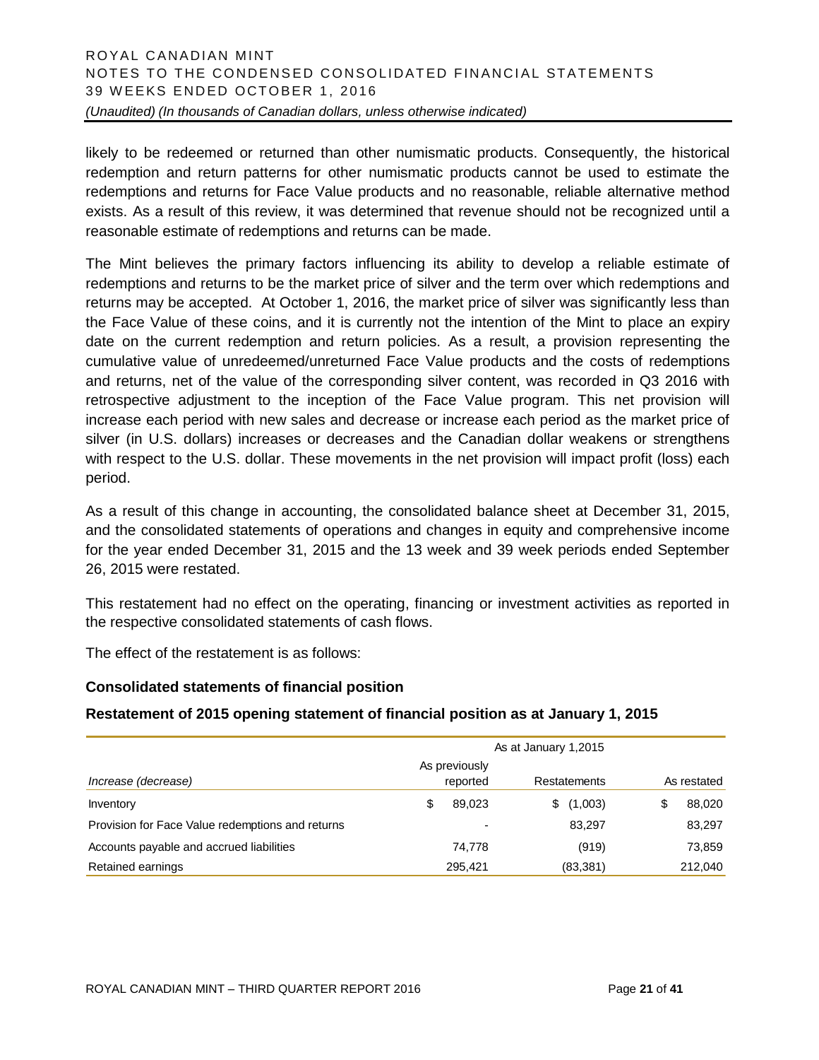likely to be redeemed or returned than other numismatic products. Consequently, the historical redemption and return patterns for other numismatic products cannot be used to estimate the redemptions and returns for Face Value products and no reasonable, reliable alternative method exists. As a result of this review, it was determined that revenue should not be recognized until a reasonable estimate of redemptions and returns can be made.

The Mint believes the primary factors influencing its ability to develop a reliable estimate of redemptions and returns to be the market price of silver and the term over which redemptions and returns may be accepted. At October 1, 2016, the market price of silver was significantly less than the Face Value of these coins, and it is currently not the intention of the Mint to place an expiry date on the current redemption and return policies. As a result, a provision representing the cumulative value of unredeemed/unreturned Face Value products and the costs of redemptions and returns, net of the value of the corresponding silver content, was recorded in Q3 2016 with retrospective adjustment to the inception of the Face Value program. This net provision will increase each period with new sales and decrease or increase each period as the market price of silver (in U.S. dollars) increases or decreases and the Canadian dollar weakens or strengthens with respect to the U.S. dollar. These movements in the net provision will impact profit (loss) each period.

As a result of this change in accounting, the consolidated balance sheet at December 31, 2015, and the consolidated statements of operations and changes in equity and comprehensive income for the year ended December 31, 2015 and the 13 week and 39 week periods ended September 26, 2015 were restated.

This restatement had no effect on the operating, financing or investment activities as reported in the respective consolidated statements of cash flows.

The effect of the restatement is as follows:

**Consolidated statements of financial position**

**Restatement of 2015 opening statement of financial position as at January 1, 2015**

| | As at January 1,2015 | | |
|---|---|---|---|
| *Increase (decrease)* | As previously reported | Restatements | As restated |
| Inventory | $ 89,023 | $ (1,003) | $ 88,020 |
| Provision for Face Value redemptions and returns | - | 83,297 | 83,297 |
| Accounts payable and accrued liabilities | 74,778 | (919) | 73,859 |
| Retained earnings | 295,421 | (83,381) | 212,040 |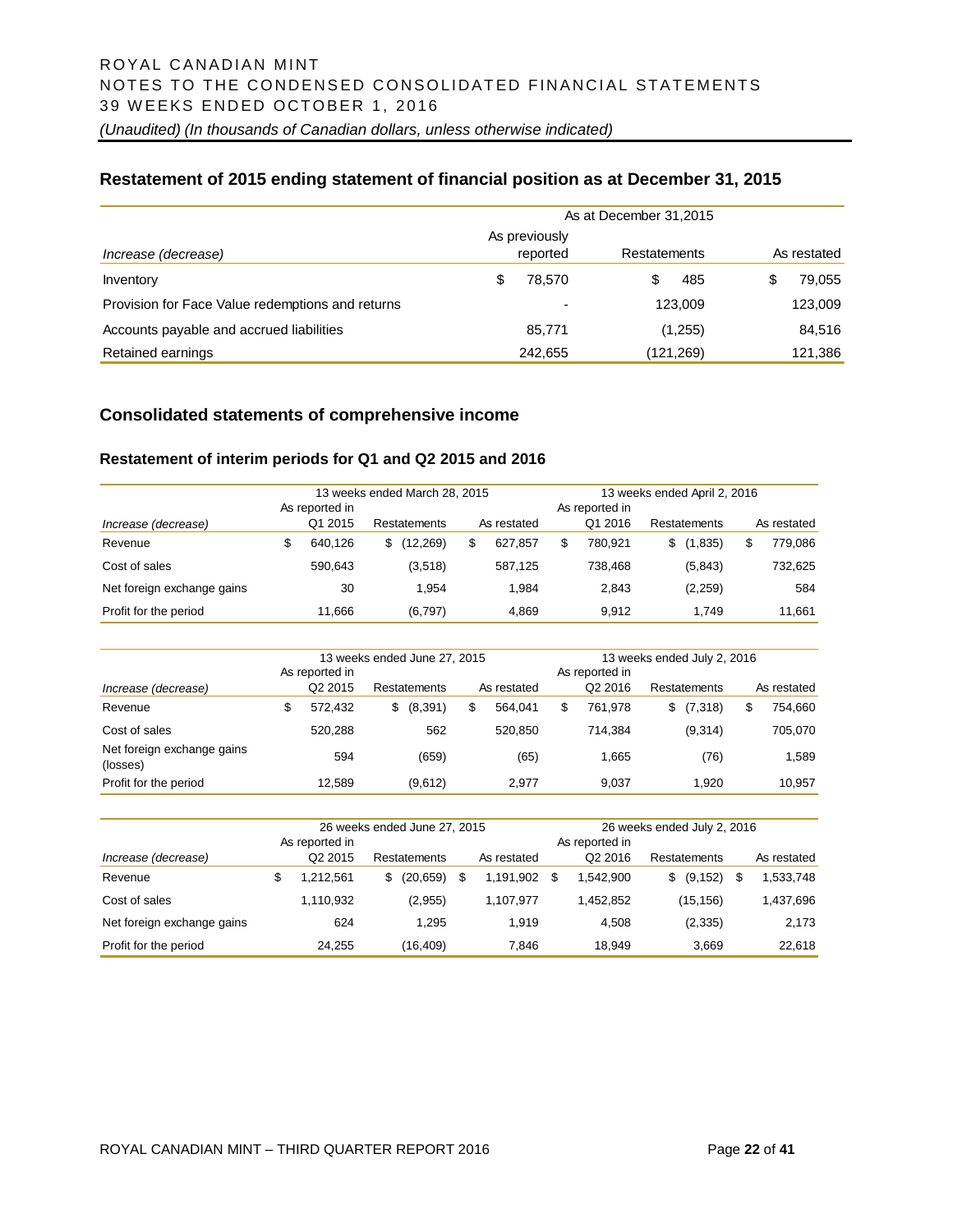## Restatement of 2015 ending statement of financial position as at December 31, 2015

| *Increase (decrease)* | As at December 31,2015 | | |
|---|---|---|---|
| | As previously reported | Restatements | As restated |
| Inventory | $ 78,570 | $ 485 | $ 79,055 |
| Provision for Face Value redemptions and returns | - | 123,009 | 123,009 |
| Accounts payable and accrued liabilities | 85,771 | (1,255) | 84,516 |
| Retained earnings | 242,655 | (121,269) | 121,386 |

## Consolidated statements of comprehensive income

### Restatement of interim periods for Q1 and Q2 2015 and 2016

| | 13 weeks ended March 28, 2015 | | | 13 weeks ended April 2, 2016 | | |
|---|---|---|---|---|---|---|
| *Increase (decrease)* | As reported in Q1 2015 | Restatements | As restated | As reported in Q1 2016 | Restatements | As restated |
| Revenue | $ 640,126 | $ (12,269) | $ 627,857 | $ 780,921 | $ (1,835) | $ 779,086 |
| Cost of sales | 590,643 | (3,518) | 587,125 | 738,468 | (5,843) | 732,625 |
| Net foreign exchange gains | 30 | 1,954 | 1,984 | 2,843 | (2,259) | 584 |
| Profit for the period | 11,666 | (6,797) | 4,869 | 9,912 | 1,749 | 11,661 |

| | 13 weeks ended June 27, 2015 | | | 13 weeks ended July 2, 2016 | | |
|---|---|---|---|---|---|---|
| *Increase (decrease)* | As reported in Q2 2015 | Restatements | As restated | As reported in Q2 2016 | Restatements | As restated |
| Revenue | $ 572,432 | $ (8,391) | $ 564,041 | $ 761,978 | $ (7,318) | $ 754,660 |
| Cost of sales | 520,288 | 562 | 520,850 | 714,384 | (9,314) | 705,070 |
| Net foreign exchange gains (losses) | 594 | (659) | (65) | 1,665 | (76) | 1,589 |
| Profit for the period | 12,589 | (9,612) | 2,977 | 9,037 | 1,920 | 10,957 |

| | 26 weeks ended June 27, 2015 | | | 26 weeks ended July 2, 2016 | | |
|---|---|---|---|---|---|---|
| *Increase (decrease)* | As reported in Q2 2015 | Restatements | As restated | As reported in Q2 2016 | Restatements | As restated |
| Revenue | $ 1,212,561 | $ (20,659) | $ 1,191,902 | $ 1,542,900 | $ (9,152) | $ 1,533,748 |
| Cost of sales | 1,110,932 | (2,955) | 1,107,977 | 1,452,852 | (15,156) | 1,437,696 |
| Net foreign exchange gains | 624 | 1,295 | 1,919 | 4,508 | (2,335) | 2,173 |
| Profit for the period | 24,255 | (16,409) | 7,846 | 18,949 | 3,669 | 22,618 |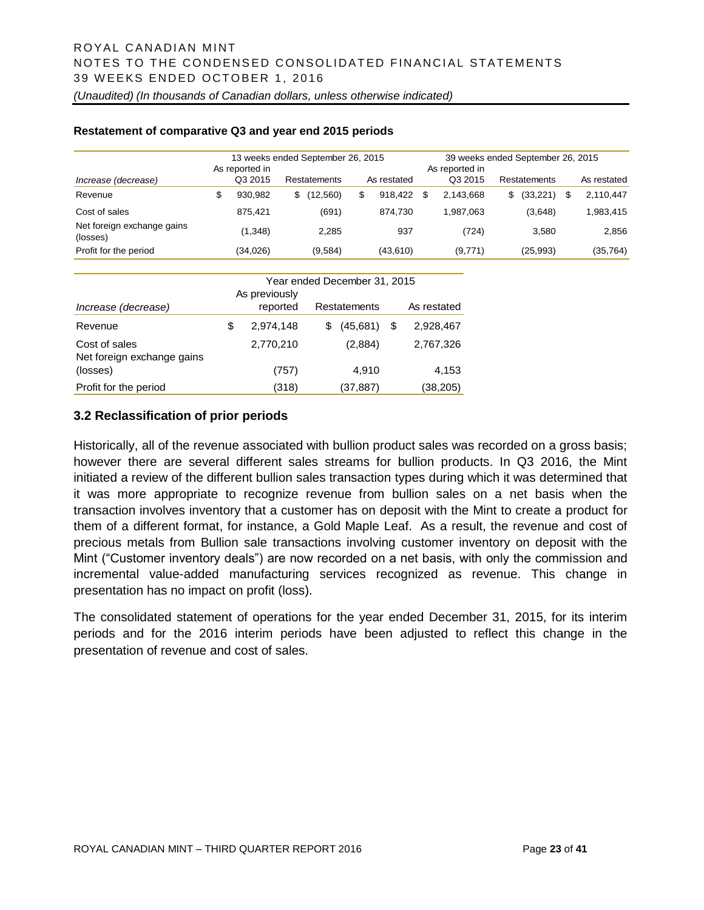**Restatement of comparative Q3 and year end 2015 periods**

| | 13 weeks ended September 26, 2015 | | | 39 weeks ended September 26, 2015 | | |
|---|---|---|---|---|---|---|
| *Increase (decrease)* | As reported in Q3 2015 | Restatements | As restated | As reported in Q3 2015 | Restatements | As restated |
| Revenue | $ 930,982 | $ (12,560) | $ 918,422 | $ 2,143,668 | $ (33,221) | $ 2,110,447 |
| Cost of sales | 875,421 | (691) | 874,730 | 1,987,063 | (3,648) | 1,983,415 |
| Net foreign exchange gains (losses) | (1,348) | 2,285 | 937 | (724) | 3,580 | 2,856 |
| Profit for the period | (34,026) | (9,584) | (43,610) | (9,771) | (25,993) | (35,764) |

| | Year ended December 31, 2015 | | |
|---|---|---|---|
| *Increase (decrease)* | As previously reported | Restatements | As restated |
| Revenue | $ 2,974,148 | $ (45,681) | $ 2,928,467 |
| Cost of sales | 2,770,210 | (2,884) | 2,767,326 |
| Net foreign exchange gains (losses) | (757) | 4,910 | 4,153 |
| Profit for the period | (318) | (37,887) | (38,205) |

### 3.2 Reclassification of prior periods

Historically, all of the revenue associated with bullion product sales was recorded on a gross basis; however there are several different sales streams for bullion products. In Q3 2016, the Mint initiated a review of the different bullion sales transaction types during which it was determined that it was more appropriate to recognize revenue from bullion sales on a net basis when the transaction involves inventory that a customer has on deposit with the Mint to create a product for them of a different format, for instance, a Gold Maple Leaf. As a result, the revenue and cost of precious metals from Bullion sale transactions involving customer inventory on deposit with the Mint ("Customer inventory deals") are now recorded on a net basis, with only the commission and incremental value-added manufacturing services recognized as revenue. This change in presentation has no impact on profit (loss).

The consolidated statement of operations for the year ended December 31, 2015, for its interim periods and for the 2016 interim periods have been adjusted to reflect this change in the presentation of revenue and cost of sales.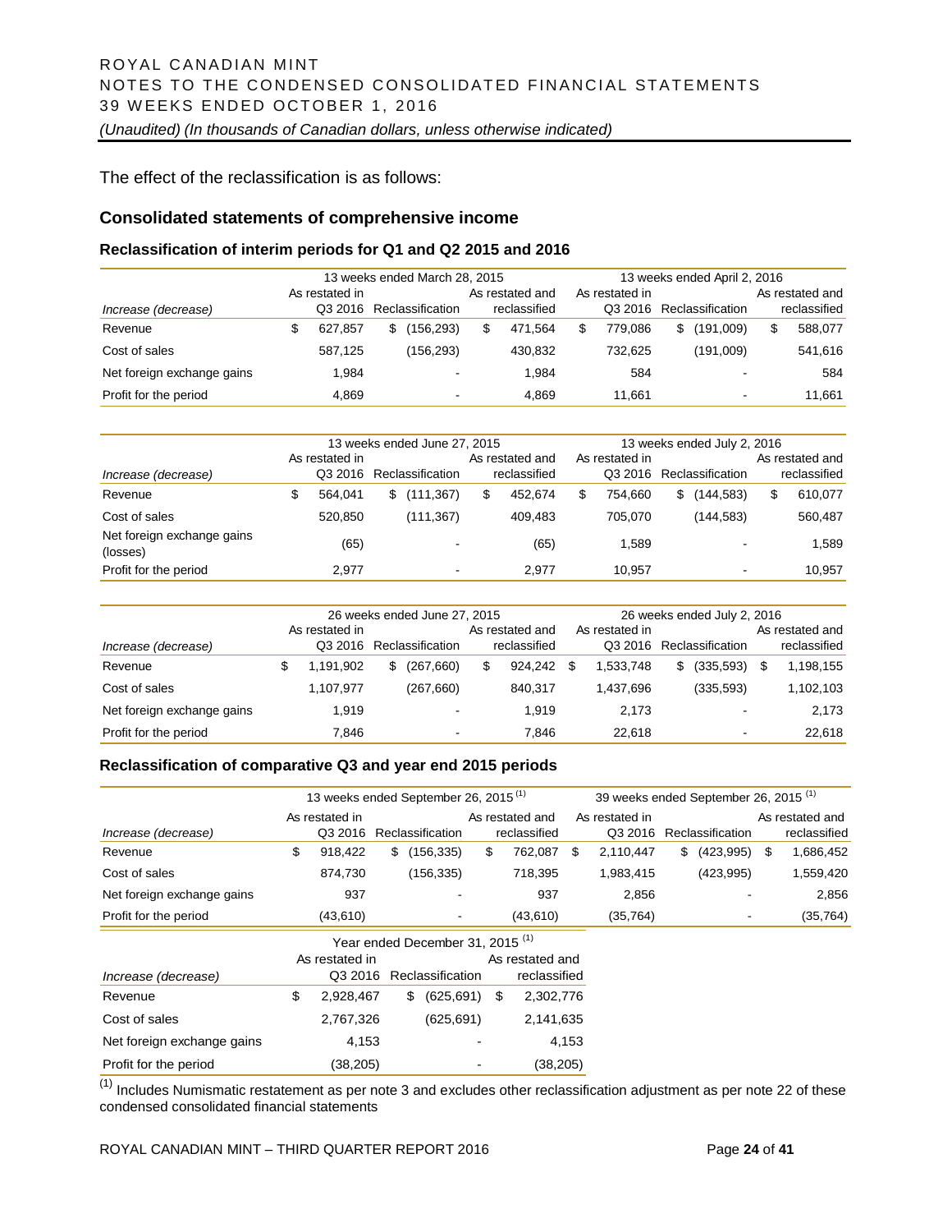The effect of the reclassification is as follows:

## Consolidated statements of comprehensive income

### Reclassification of interim periods for Q1 and Q2 2015 and 2016

| | 13 weeks ended March 28, 2015 | | | 13 weeks ended April 2, 2016 | | |
|---|---|---|---|---|---|---|
| *Increase (decrease)* | As restated in Q3 2016 | Reclassification | As restated and reclassified | As restated in Q3 2016 | Reclassification | As restated and reclassified |
| Revenue | $ 627,857 | $ (156,293) | $ 471,564 | $ 779,086 | $ (191,009) | $ 588,077 |
| Cost of sales | 587,125 | (156,293) | 430,832 | 732,625 | (191,009) | 541,616 |
| Net foreign exchange gains | 1,984 | - | 1,984 | 584 | - | 584 |
| Profit for the period | 4,869 | - | 4,869 | 11,661 | - | 11,661 |

| | 13 weeks ended June 27, 2015 | | | 13 weeks ended July 2, 2016 | | |
|---|---|---|---|---|---|---|
| *Increase (decrease)* | As restated in Q3 2016 | Reclassification | As restated and reclassified | As restated in Q3 2016 | Reclassification | As restated and reclassified |
| Revenue | $ 564,041 | $ (111,367) | $ 452,674 | $ 754,660 | $ (144,583) | $ 610,077 |
| Cost of sales | 520,850 | (111,367) | 409,483 | 705,070 | (144,583) | 560,487 |
| Net foreign exchange gains (losses) | (65) | - | (65) | 1,589 | - | 1,589 |
| Profit for the period | 2,977 | - | 2,977 | 10,957 | - | 10,957 |

| | 26 weeks ended June 27, 2015 | | | 26 weeks ended July 2, 2016 | | |
|---|---|---|---|---|---|---|
| *Increase (decrease)* | As restated in Q3 2016 | Reclassification | As restated and reclassified | As restated in Q3 2016 | Reclassification | As restated and reclassified |
| Revenue | $ 1,191,902 | $ (267,660) | $ 924,242 | $ 1,533,748 | $ (335,593) | $ 1,198,155 |
| Cost of sales | 1,107,977 | (267,660) | 840,317 | 1,437,696 | (335,593) | 1,102,103 |
| Net foreign exchange gains | 1,919 | - | 1,919 | 2,173 | - | 2,173 |
| Profit for the period | 7,846 | - | 7,846 | 22,618 | - | 22,618 |

### Reclassification of comparative Q3 and year end 2015 periods

| | 13 weeks ended September 26, 2015 [1] | | | 39 weeks ended September 26, 2015 [1] | | |
|---|---|---|---|---|---|---|
| *Increase (decrease)* | As restated in Q3 2016 | Reclassification | As restated and reclassified | As restated in Q3 2016 | Reclassification | As restated and reclassified |
| Revenue | $ 918,422 | $ (156,335) | $ 762,087 | $ 2,110,447 | $ (423,995) | $ 1,686,452 |
| Cost of sales | 874,730 | (156,335) | 718,395 | 1,983,415 | (423,995) | 1,559,420 |
| Net foreign exchange gains | 937 | - | 937 | 2,856 | - | 2,856 |
| Profit for the period | (43,610) | - | (43,610) | (35,764) | - | (35,764) |

| | Year ended December 31, 2015 [1] | | |
|---|---|---|---|
| *Increase (decrease)* | As restated in Q3 2016 | Reclassification | As restated and reclassified |
| Revenue | $ 2,928,467 | $ (625,691) | $ 2,302,776 |
| Cost of sales | 2,767,326 | (625,691) | 2,141,635 |
| Net foreign exchange gains | 4,153 | - | 4,153 |
| Profit for the period | (38,205) | - | (38,205) |

[1] Includes Numismatic restatement as per note 3 and excludes other reclassification adjustment as per note 22 of these condensed consolidated financial statements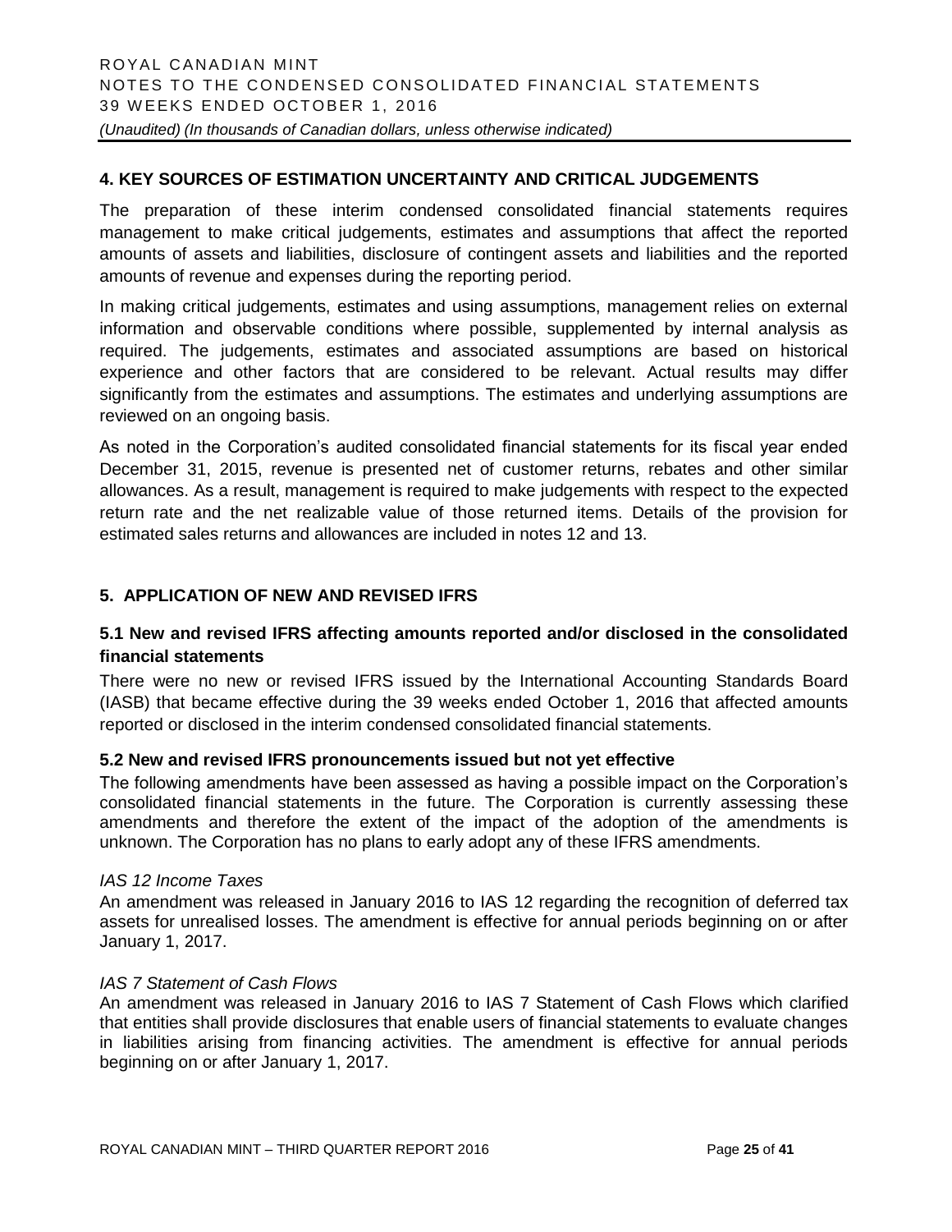## 4. KEY SOURCES OF ESTIMATION UNCERTAINTY AND CRITICAL JUDGEMENTS

The preparation of these interim condensed consolidated financial statements requires management to make critical judgements, estimates and assumptions that affect the reported amounts of assets and liabilities, disclosure of contingent assets and liabilities and the reported amounts of revenue and expenses during the reporting period.

In making critical judgements, estimates and using assumptions, management relies on external information and observable conditions where possible, supplemented by internal analysis as required. The judgements, estimates and associated assumptions are based on historical experience and other factors that are considered to be relevant. Actual results may differ significantly from the estimates and assumptions. The estimates and underlying assumptions are reviewed on an ongoing basis.

As noted in the Corporation's audited consolidated financial statements for its fiscal year ended December 31, 2015, revenue is presented net of customer returns, rebates and other similar allowances. As a result, management is required to make judgements with respect to the expected return rate and the net realizable value of those returned items. Details of the provision for estimated sales returns and allowances are included in notes 12 and 13.

## 5. APPLICATION OF NEW AND REVISED IFRS

### 5.1 New and revised IFRS affecting amounts reported and/or disclosed in the consolidated financial statements

There were no new or revised IFRS issued by the International Accounting Standards Board (IASB) that became effective during the 39 weeks ended October 1, 2016 that affected amounts reported or disclosed in the interim condensed consolidated financial statements.

### 5.2 New and revised IFRS pronouncements issued but not yet effective

The following amendments have been assessed as having a possible impact on the Corporation's consolidated financial statements in the future. The Corporation is currently assessing these amendments and therefore the extent of the impact of the adoption of the amendments is unknown. The Corporation has no plans to early adopt any of these IFRS amendments.

*IAS 12 Income Taxes*

An amendment was released in January 2016 to IAS 12 regarding the recognition of deferred tax assets for unrealised losses. The amendment is effective for annual periods beginning on or after January 1, 2017.

*IAS 7 Statement of Cash Flows*

An amendment was released in January 2016 to IAS 7 Statement of Cash Flows which clarified that entities shall provide disclosures that enable users of financial statements to evaluate changes in liabilities arising from financing activities. The amendment is effective for annual periods beginning on or after January 1, 2017.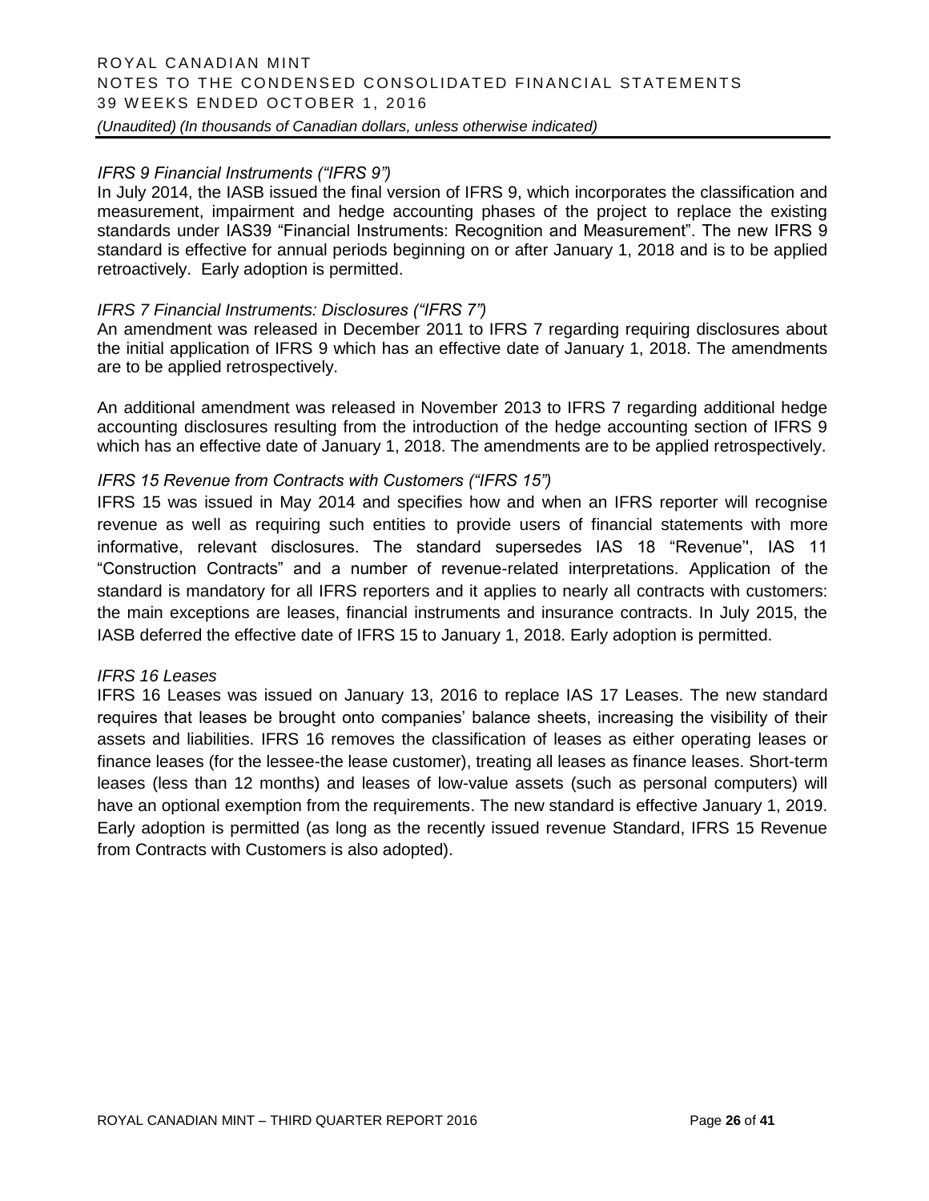*IFRS 9 Financial Instruments ("IFRS 9")*

In July 2014, the IASB issued the final version of IFRS 9, which incorporates the classification and measurement, impairment and hedge accounting phases of the project to replace the existing standards under IAS39 "Financial Instruments: Recognition and Measurement". The new IFRS 9 standard is effective for annual periods beginning on or after January 1, 2018 and is to be applied retroactively. Early adoption is permitted.

*IFRS 7 Financial Instruments: Disclosures ("IFRS 7")*

An amendment was released in December 2011 to IFRS 7 regarding requiring disclosures about the initial application of IFRS 9 which has an effective date of January 1, 2018. The amendments are to be applied retrospectively.

An additional amendment was released in November 2013 to IFRS 7 regarding additional hedge accounting disclosures resulting from the introduction of the hedge accounting section of IFRS 9 which has an effective date of January 1, 2018. The amendments are to be applied retrospectively.

*IFRS 15 Revenue from Contracts with Customers ("IFRS 15")*

IFRS 15 was issued in May 2014 and specifies how and when an IFRS reporter will recognise revenue as well as requiring such entities to provide users of financial statements with more informative, relevant disclosures. The standard supersedes IAS 18 "Revenue", IAS 11 "Construction Contracts" and a number of revenue-related interpretations. Application of the standard is mandatory for all IFRS reporters and it applies to nearly all contracts with customers: the main exceptions are leases, financial instruments and insurance contracts. In July 2015, the IASB deferred the effective date of IFRS 15 to January 1, 2018. Early adoption is permitted.

*IFRS 16 Leases*

IFRS 16 Leases was issued on January 13, 2016 to replace IAS 17 Leases. The new standard requires that leases be brought onto companies' balance sheets, increasing the visibility of their assets and liabilities. IFRS 16 removes the classification of leases as either operating leases or finance leases (for the lessee-the lease customer), treating all leases as finance leases. Short-term leases (less than 12 months) and leases of low-value assets (such as personal computers) will have an optional exemption from the requirements. The new standard is effective January 1, 2019. Early adoption is permitted (as long as the recently issued revenue Standard, IFRS 15 Revenue from Contracts with Customers is also adopted).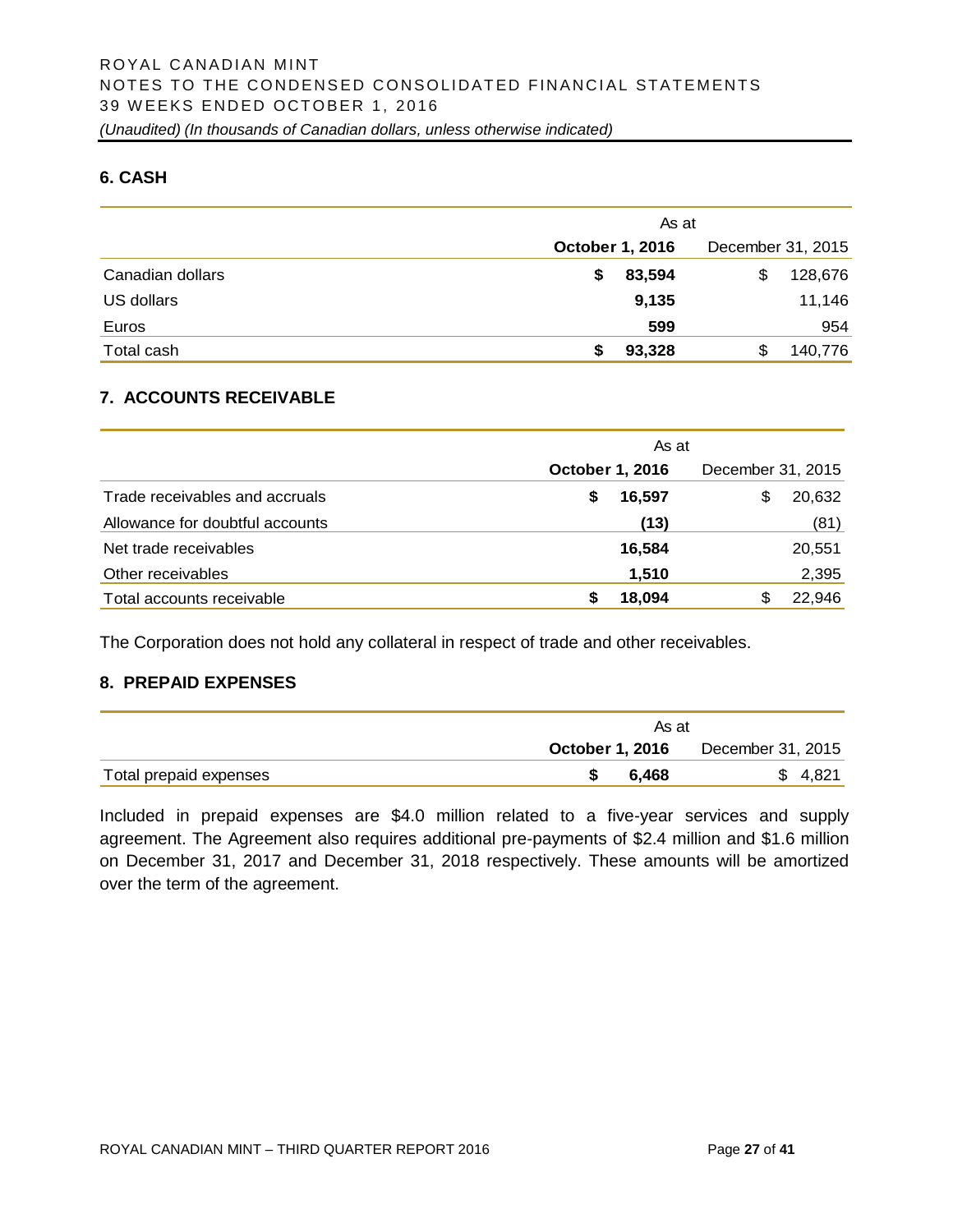## 6. CASH

| | As at | |
|---|---|---|
| | **October 1, 2016** | December 31, 2015 |
| Canadian dollars | **$ 83,594** | $ 128,676 |
| US dollars | **9,135** | 11,146 |
| Euros | **599** | 954 |
| Total cash | **$ 93,328** | $ 140,776 |

## 7. ACCOUNTS RECEIVABLE

| | As at | |
|---|---|---|
| | **October 1, 2016** | December 31, 2015 |
| Trade receivables and accruals | **$ 16,597** | $ 20,632 |
| Allowance for doubtful accounts | **(13)** | (81) |
| Net trade receivables | **16,584** | 20,551 |
| Other receivables | **1,510** | 2,395 |
| Total accounts receivable | **$ 18,094** | $ 22,946 |

The Corporation does not hold any collateral in respect of trade and other receivables.

## 8. PREPAID EXPENSES

| | As at | |
|---|---|---|
| | **October 1, 2016** | December 31, 2015 |
| Total prepaid expenses | **$ 6,468** | $ 4,821 |

Included in prepaid expenses are $4.0 million related to a five-year services and supply agreement. The Agreement also requires additional pre-payments of $2.4 million and $1.6 million on December 31, 2017 and December 31, 2018 respectively. These amounts will be amortized over the term of the agreement.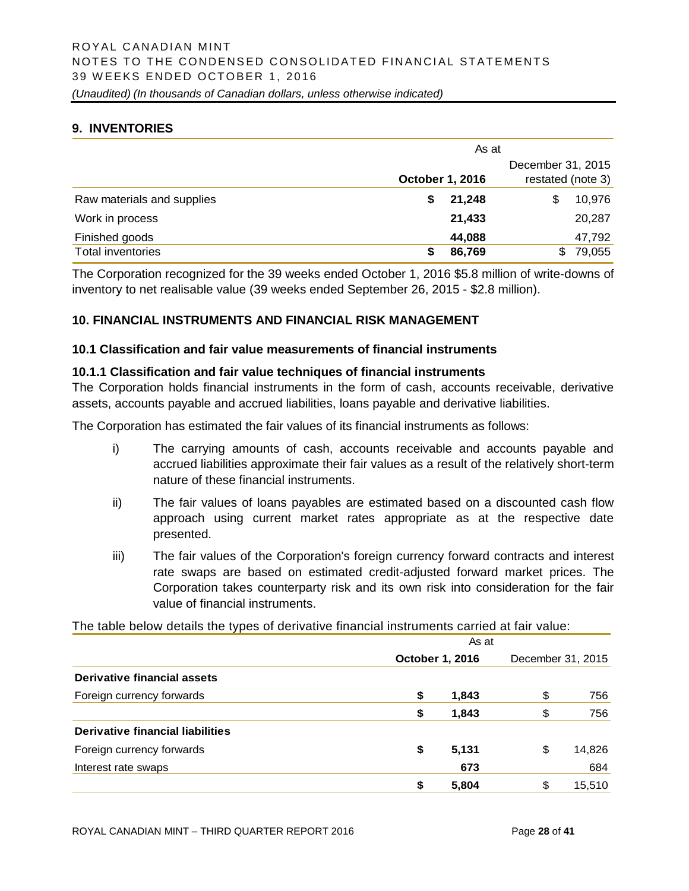## 9. INVENTORIES

| | As at | |
|---|---|---|
| | **October 1, 2016** | December 31, 2015 restated (note 3) |
| Raw materials and supplies | **$ 21,248** | $ 10,976 |
| Work in process | **21,433** | 20,287 |
| Finished goods | **44,088** | 47,792 |
| Total inventories | **$ 86,769** | $ 79,055 |

The Corporation recognized for the 39 weeks ended October 1, 2016 $5.8 million of write-downs of inventory to net realisable value (39 weeks ended September 26, 2015 - $2.8 million).

## 10. FINANCIAL INSTRUMENTS AND FINANCIAL RISK MANAGEMENT

### 10.1 Classification and fair value measurements of financial instruments

#### 10.1.1 Classification and fair value techniques of financial instruments

The Corporation holds financial instruments in the form of cash, accounts receivable, derivative assets, accounts payable and accrued liabilities, loans payable and derivative liabilities.

The Corporation has estimated the fair values of its financial instruments as follows:

i) The carrying amounts of cash, accounts receivable and accounts payable and accrued liabilities approximate their fair values as a result of the relatively short-term nature of these financial instruments.

ii) The fair values of loans payables are estimated based on a discounted cash flow approach using current market rates appropriate as at the respective date presented.

iii) The fair values of the Corporation's foreign currency forward contracts and interest rate swaps are based on estimated credit-adjusted forward market prices. The Corporation takes counterparty risk and its own risk into consideration for the fair value of financial instruments.

The table below details the types of derivative financial instruments carried at fair value:

| | As at | |
|---|---|---|
| | **October 1, 2016** | December 31, 2015 |
| **Derivative financial assets** | | |
| Foreign currency forwards | **$ 1,843** | $ 756 |
| | **$ 1,843** | $ 756 |
| **Derivative financial liabilities** | | |
| Foreign currency forwards | **$ 5,131** | $ 14,826 |
| Interest rate swaps | **673** | 684 |
| | **$ 5,804** | $ 15,510 |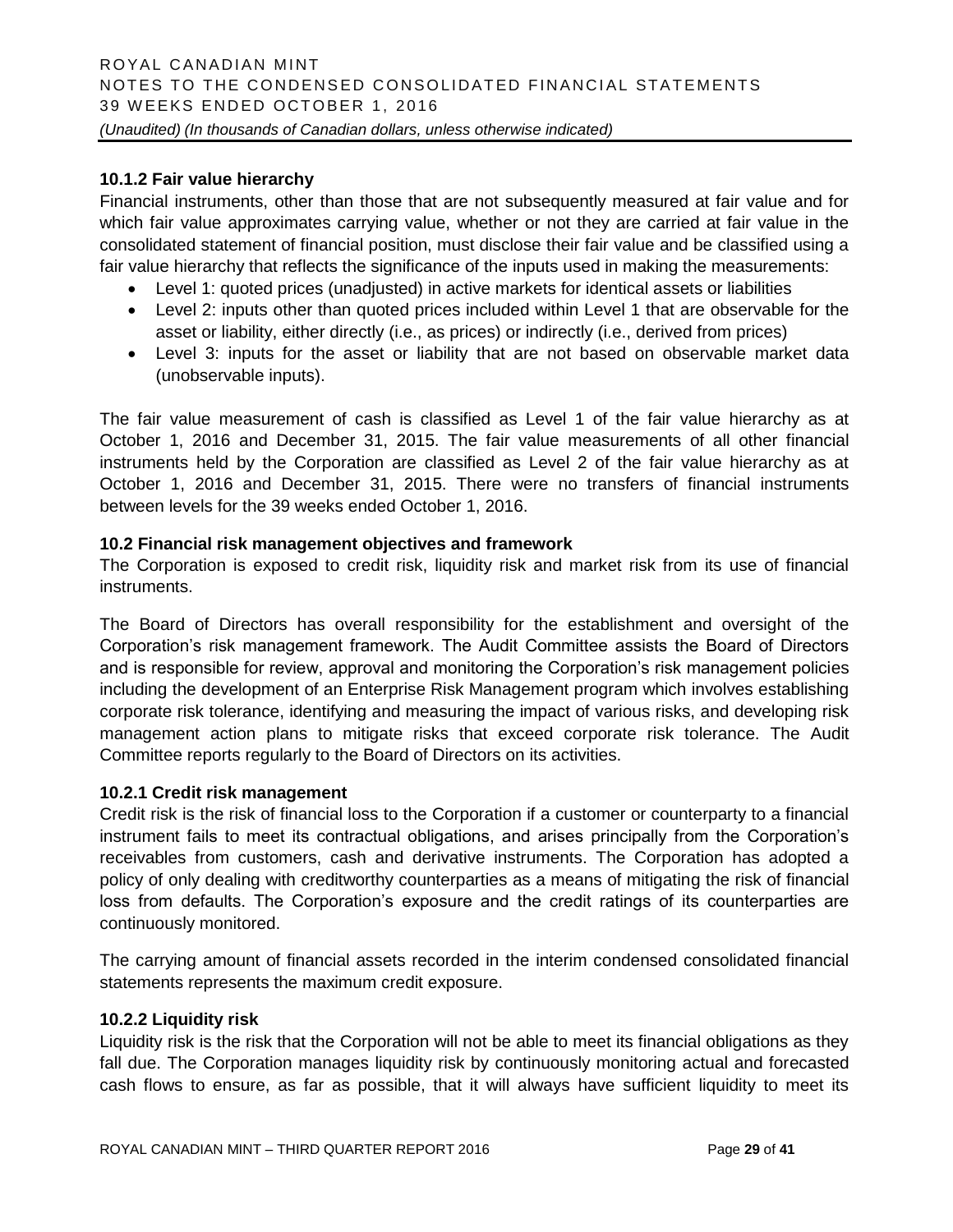### 10.1.2 Fair value hierarchy

Financial instruments, other than those that are not subsequently measured at fair value and for which fair value approximates carrying value, whether or not they are carried at fair value in the consolidated statement of financial position, must disclose their fair value and be classified using a fair value hierarchy that reflects the significance of the inputs used in making the measurements:

- Level 1: quoted prices (unadjusted) in active markets for identical assets or liabilities
- Level 2: inputs other than quoted prices included within Level 1 that are observable for the asset or liability, either directly (i.e., as prices) or indirectly (i.e., derived from prices)
- Level 3: inputs for the asset or liability that are not based on observable market data (unobservable inputs).

The fair value measurement of cash is classified as Level 1 of the fair value hierarchy as at October 1, 2016 and December 31, 2015. The fair value measurements of all other financial instruments held by the Corporation are classified as Level 2 of the fair value hierarchy as at October 1, 2016 and December 31, 2015. There were no transfers of financial instruments between levels for the 39 weeks ended October 1, 2016.

### 10.2 Financial risk management objectives and framework

The Corporation is exposed to credit risk, liquidity risk and market risk from its use of financial instruments.

The Board of Directors has overall responsibility for the establishment and oversight of the Corporation's risk management framework. The Audit Committee assists the Board of Directors and is responsible for review, approval and monitoring the Corporation's risk management policies including the development of an Enterprise Risk Management program which involves establishing corporate risk tolerance, identifying and measuring the impact of various risks, and developing risk management action plans to mitigate risks that exceed corporate risk tolerance. The Audit Committee reports regularly to the Board of Directors on its activities.

### 10.2.1 Credit risk management

Credit risk is the risk of financial loss to the Corporation if a customer or counterparty to a financial instrument fails to meet its contractual obligations, and arises principally from the Corporation's receivables from customers, cash and derivative instruments. The Corporation has adopted a policy of only dealing with creditworthy counterparties as a means of mitigating the risk of financial loss from defaults. The Corporation's exposure and the credit ratings of its counterparties are continuously monitored.

The carrying amount of financial assets recorded in the interim condensed consolidated financial statements represents the maximum credit exposure.

### 10.2.2 Liquidity risk

Liquidity risk is the risk that the Corporation will not be able to meet its financial obligations as they fall due. The Corporation manages liquidity risk by continuously monitoring actual and forecasted cash flows to ensure, as far as possible, that it will always have sufficient liquidity to meet its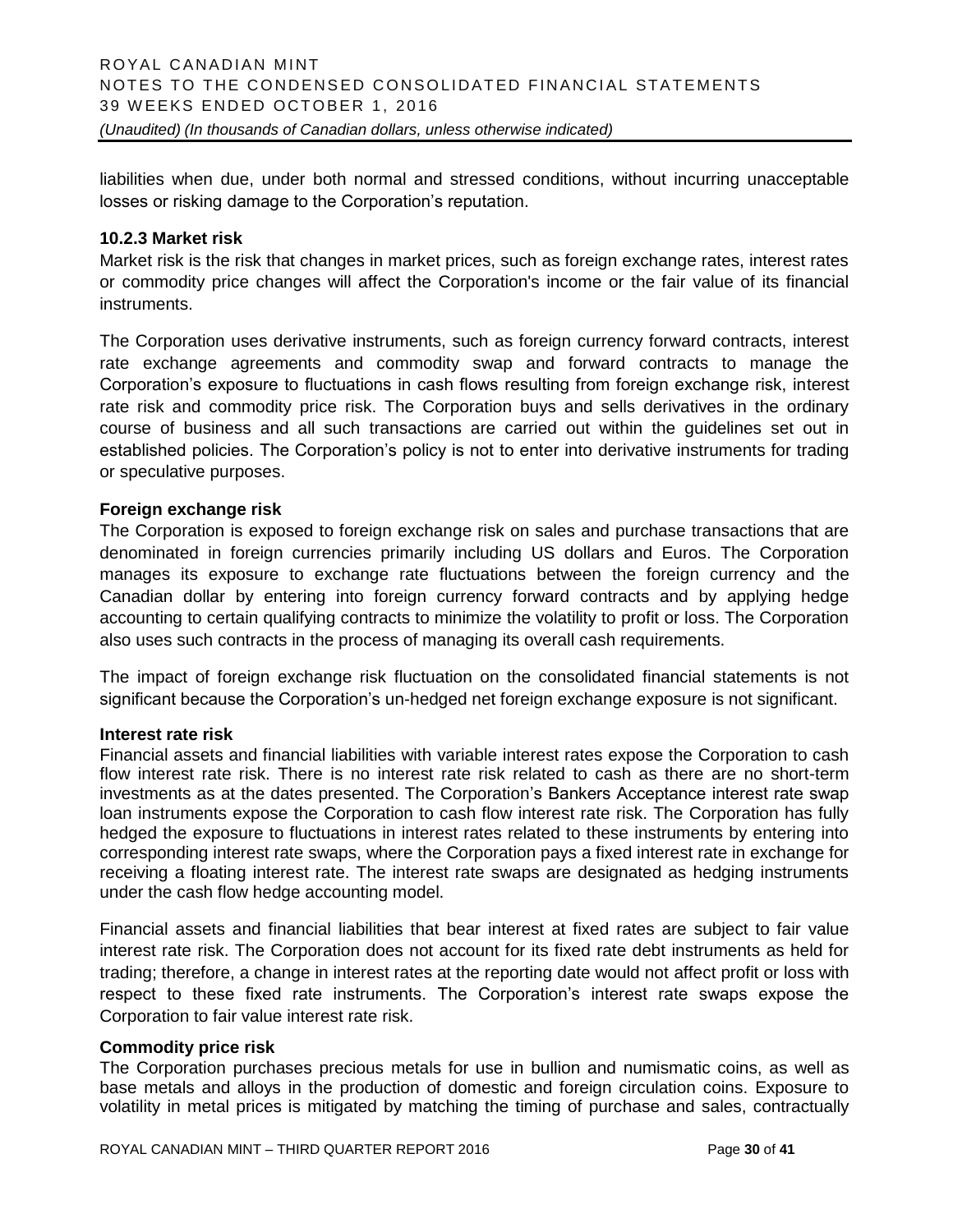liabilities when due, under both normal and stressed conditions, without incurring unacceptable losses or risking damage to the Corporation's reputation.

### 10.2.3 Market risk

Market risk is the risk that changes in market prices, such as foreign exchange rates, interest rates or commodity price changes will affect the Corporation's income or the fair value of its financial instruments.

The Corporation uses derivative instruments, such as foreign currency forward contracts, interest rate exchange agreements and commodity swap and forward contracts to manage the Corporation's exposure to fluctuations in cash flows resulting from foreign exchange risk, interest rate risk and commodity price risk. The Corporation buys and sells derivatives in the ordinary course of business and all such transactions are carried out within the guidelines set out in established policies. The Corporation's policy is not to enter into derivative instruments for trading or speculative purposes.

**Foreign exchange risk**

The Corporation is exposed to foreign exchange risk on sales and purchase transactions that are denominated in foreign currencies primarily including US dollars and Euros. The Corporation manages its exposure to exchange rate fluctuations between the foreign currency and the Canadian dollar by entering into foreign currency forward contracts and by applying hedge accounting to certain qualifying contracts to minimize the volatility to profit or loss. The Corporation also uses such contracts in the process of managing its overall cash requirements.

The impact of foreign exchange risk fluctuation on the consolidated financial statements is not significant because the Corporation's un-hedged net foreign exchange exposure is not significant.

**Interest rate risk**

Financial assets and financial liabilities with variable interest rates expose the Corporation to cash flow interest rate risk. There is no interest rate risk related to cash as there are no short-term investments as at the dates presented. The Corporation's Bankers Acceptance interest rate swap loan instruments expose the Corporation to cash flow interest rate risk. The Corporation has fully hedged the exposure to fluctuations in interest rates related to these instruments by entering into corresponding interest rate swaps, where the Corporation pays a fixed interest rate in exchange for receiving a floating interest rate. The interest rate swaps are designated as hedging instruments under the cash flow hedge accounting model.

Financial assets and financial liabilities that bear interest at fixed rates are subject to fair value interest rate risk. The Corporation does not account for its fixed rate debt instruments as held for trading; therefore, a change in interest rates at the reporting date would not affect profit or loss with respect to these fixed rate instruments. The Corporation's interest rate swaps expose the Corporation to fair value interest rate risk.

**Commodity price risk**

The Corporation purchases precious metals for use in bullion and numismatic coins, as well as base metals and alloys in the production of domestic and foreign circulation coins. Exposure to volatility in metal prices is mitigated by matching the timing of purchase and sales, contractually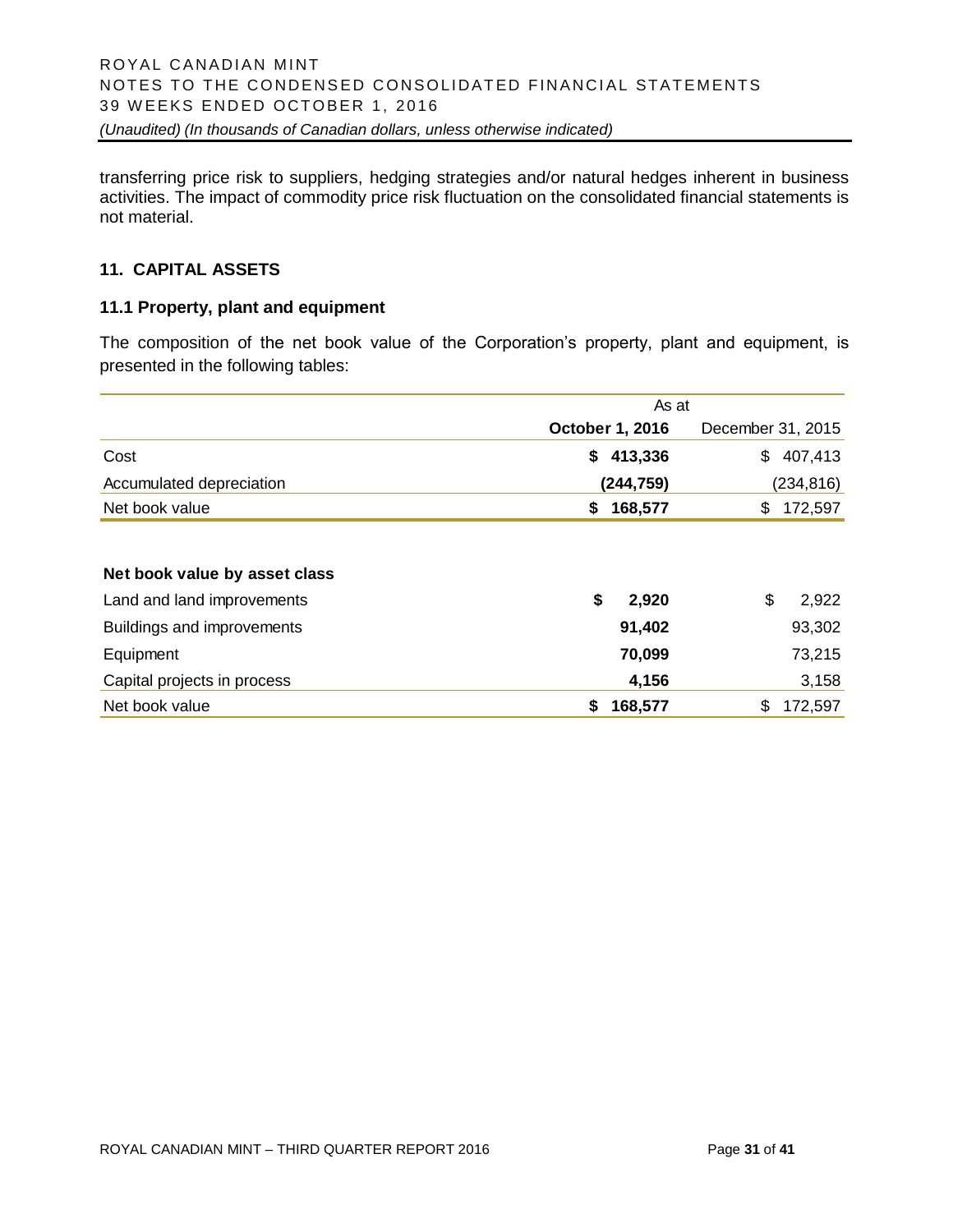transferring price risk to suppliers, hedging strategies and/or natural hedges inherent in business activities. The impact of commodity price risk fluctuation on the consolidated financial statements is not material.

## 11. CAPITAL ASSETS

### 11.1 Property, plant and equipment

The composition of the net book value of the Corporation's property, plant and equipment, is presented in the following tables:

| | As at | |
|---|---|---|
| | **October 1, 2016** | December 31, 2015 |
| Cost | **$ 413,336** | $ 407,413 |
| Accumulated depreciation | **(244,759)** | (234,816) |
| Net book value | **$ 168,577** | $ 172,597 |

| **Net book value by asset class** | **October 1, 2016** | December 31, 2015 |
|---|---|---|
| Land and land improvements | **$ 2,920** | $ 2,922 |
| Buildings and improvements | **91,402** | 93,302 |
| Equipment | **70,099** | 73,215 |
| Capital projects in process | **4,156** | 3,158 |
| Net book value | **$ 168,577** | $ 172,597 |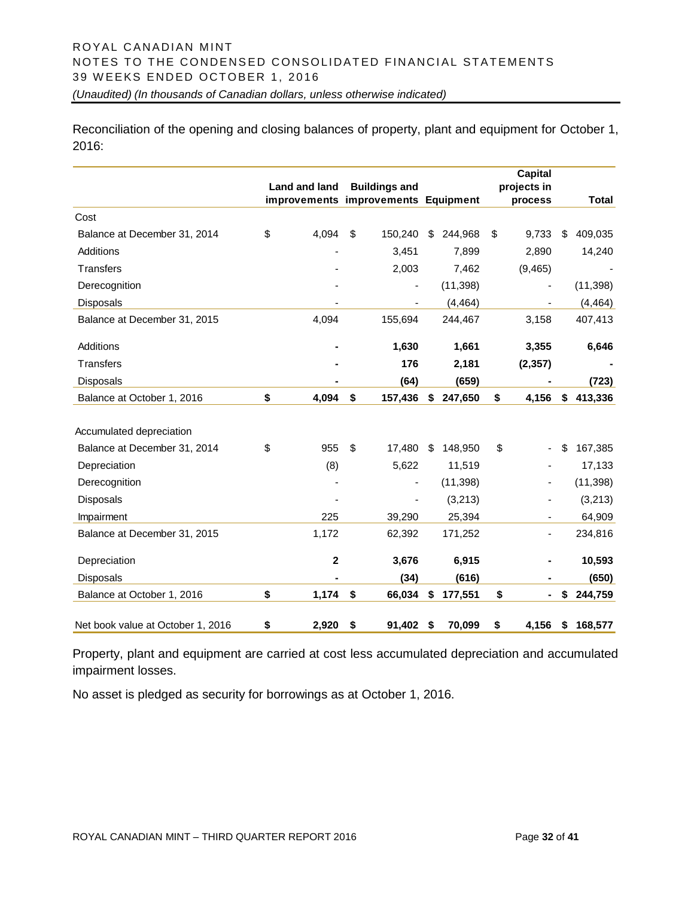Reconciliation of the opening and closing balances of property, plant and equipment for October 1, 2016:

| | Land and land improvements | Buildings and improvements | Equipment | Capital projects in process | Total |
|---|---|---|---|---|---|
| Cost | | | | | |
| Balance at December 31, 2014 | $ 4,094 | $ 150,240 | $ 244,968 | $ 9,733 | $ 409,035 |
| Additions | - | 3,451 | 7,899 | 2,890 | 14,240 |
| Transfers | - | 2,003 | 7,462 | (9,465) | - |
| Derecognition | - | - | (11,398) | - | (11,398) |
| Disposals | - | - | (4,464) | - | (4,464) |
| Balance at December 31, 2015 | 4,094 | 155,694 | 244,467 | 3,158 | 407,413 |
| Additions | **-** | **1,630** | **1,661** | **3,355** | **6,646** |
| Transfers | **-** | **176** | **2,181** | **(2,357)** | **-** |
| Disposals | **-** | **(64)** | **(659)** | **-** | **(723)** |
| Balance at October 1, 2016 | **$ 4,094** | **$ 157,436** | **$ 247,650** | **$ 4,156** | **$ 413,336** |
| Accumulated depreciation | | | | | |
| Balance at December 31, 2014 | $ 955 | $ 17,480 | $ 148,950 | $ - | $ 167,385 |
| Depreciation | (8) | 5,622 | 11,519 | - | 17,133 |
| Derecognition | - | - | (11,398) | - | (11,398) |
| Disposals | - | - | (3,213) | - | (3,213) |
| Impairment | 225 | 39,290 | 25,394 | - | 64,909 |
| Balance at December 31, 2015 | 1,172 | 62,392 | 171,252 | - | 234,816 |
| Depreciation | **2** | **3,676** | **6,915** | **-** | **10,593** |
| Disposals | **-** | **(34)** | **(616)** | **-** | **(650)** |
| Balance at October 1, 2016 | **$ 1,174** | **$ 66,034** | **$ 177,551** | **$ -** | **$ 244,759** |
| Net book value at October 1, 2016 | **$ 2,920** | **$ 91,402** | **$ 70,099** | **$ 4,156** | **$ 168,577** |

Property, plant and equipment are carried at cost less accumulated depreciation and accumulated impairment losses.

No asset is pledged as security for borrowings as at October 1, 2016.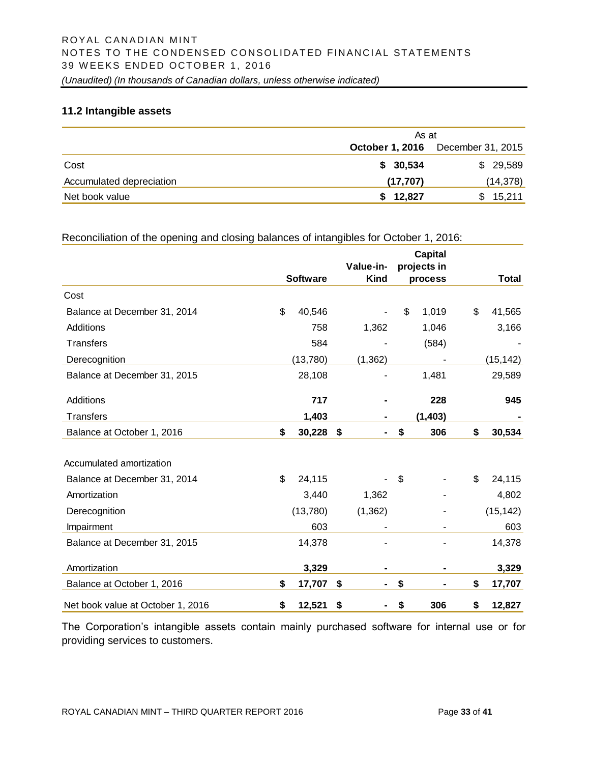### 11.2 Intangible assets

| | As at | |
|---|---|---|
| | **October 1, 2016** | December 31, 2015 |
| Cost | **$ 30,534** | $ 29,589 |
| Accumulated depreciation | **(17,707)** | (14,378) |
| Net book value | **$ 12,827** | $ 15,211 |

Reconciliation of the opening and closing balances of intangibles for October 1, 2016:

| | **Software** | **Value-in-Kind** | **Capital projects in process** | **Total** |
|---|---|---|---|---|
| Cost | | | | |
| Balance at December 31, 2014 | $ 40,546 | - | $ 1,019 | $ 41,565 |
| Additions | 758 | 1,362 | 1,046 | 3,166 |
| Transfers | 584 | - | (584) | - |
| Derecognition | (13,780) | (1,362) | - | (15,142) |
| Balance at December 31, 2015 | 28,108 | - | 1,481 | 29,589 |
| Additions | **717** | **-** | **228** | **945** |
| Transfers | **1,403** | **-** | **(1,403)** | **-** |
| Balance at October 1, 2016 | **$ 30,228** | **$ -** | **$ 306** | **$ 30,534** |
| | | | | |
| Accumulated amortization | | | | |
| Balance at December 31, 2014 | $ 24,115 | - | $ - | $ 24,115 |
| Amortization | 3,440 | 1,362 | - | 4,802 |
| Derecognition | (13,780) | (1,362) | - | (15,142) |
| Impairment | 603 | - | - | 603 |
| Balance at December 31, 2015 | 14,378 | - | - | 14,378 |
| Amortization | **3,329** | **-** | **-** | **3,329** |
| Balance at October 1, 2016 | **$ 17,707** | **$ -** | **$ -** | **$ 17,707** |
| Net book value at October 1, 2016 | **$ 12,521** | **$ -** | **$ 306** | **$ 12,827** |

The Corporation's intangible assets contain mainly purchased software for internal use or for providing services to customers.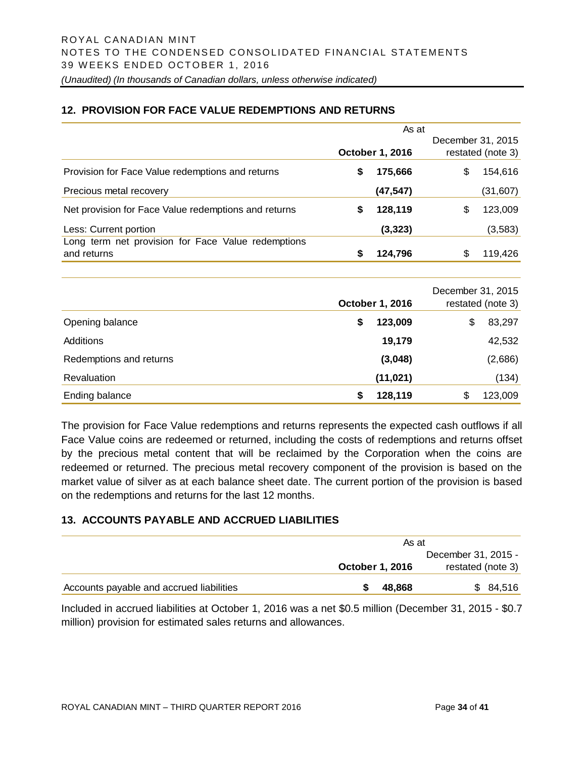## 12. PROVISION FOR FACE VALUE REDEMPTIONS AND RETURNS

| | As at | |
|---|---|---|
| | **October 1, 2016** | December 31, 2015 restated (note 3) |
| Provision for Face Value redemptions and returns | **$ 175,666** | $ 154,616 |
| Precious metal recovery | **(47,547)** | (31,607) |
| Net provision for Face Value redemptions and returns | **$ 128,119** | $ 123,009 |
| Less: Current portion | **(3,323)** | (3,583) |
| Long term net provision for Face Value redemptions and returns | **$ 124,796** | $ 119,426 |

| | **October 1, 2016** | December 31, 2015 restated (note 3) |
|---|---|---|
| Opening balance | **$ 123,009** | $ 83,297 |
| Additions | **19,179** | 42,532 |
| Redemptions and returns | **(3,048)** | (2,686) |
| Revaluation | **(11,021)** | (134) |
| Ending balance | **$ 128,119** | $ 123,009 |

The provision for Face Value redemptions and returns represents the expected cash outflows if all Face Value coins are redeemed or returned, including the costs of redemptions and returns offset by the precious metal content that will be reclaimed by the Corporation when the coins are redeemed or returned. The precious metal recovery component of the provision is based on the market value of silver as at each balance sheet date. The current portion of the provision is based on the redemptions and returns for the last 12 months.

## 13. ACCOUNTS PAYABLE AND ACCRUED LIABILITIES

| | As at | |
|---|---|---|
| | **October 1, 2016** | December 31, 2015 - restated (note 3) |
| Accounts payable and accrued liabilities | **$ 48,868** | $ 84,516 |

Included in accrued liabilities at October 1, 2016 was a net $0.5 million (December 31, 2015 - $0.7 million) provision for estimated sales returns and allowances.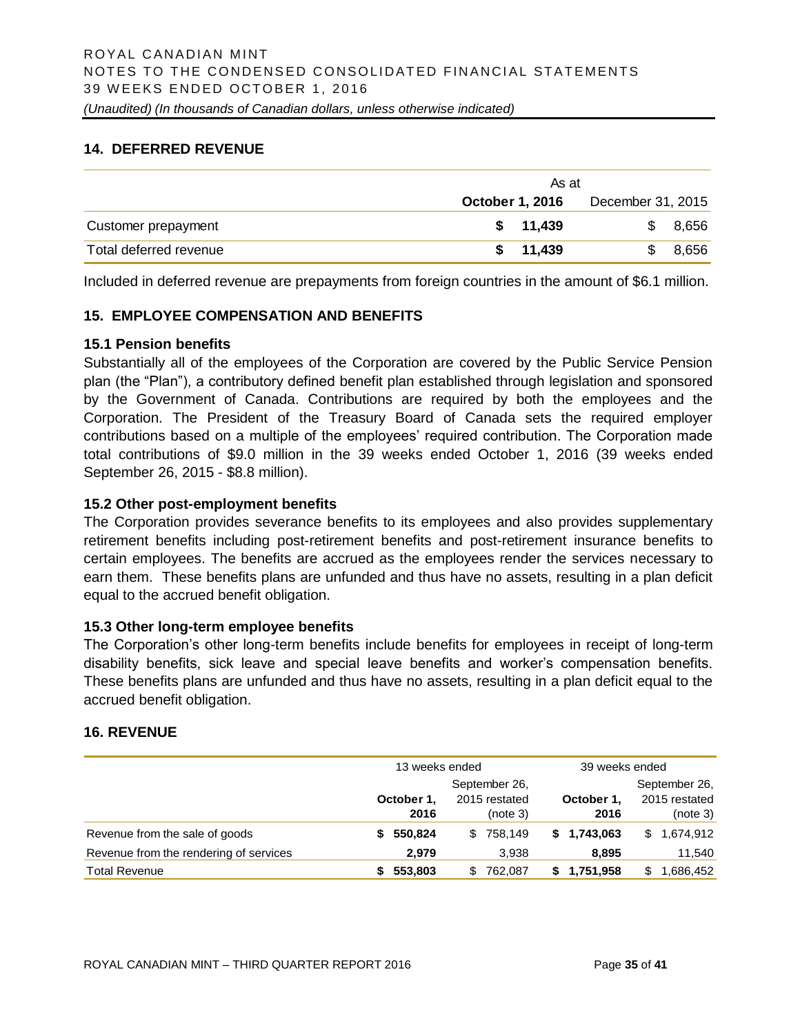## 14. DEFERRED REVENUE

| | As at | |
|---|---|---|
| | **October 1, 2016** | December 31, 2015 |
| Customer prepayment | **$ 11,439** | $ 8,656 |
| Total deferred revenue | **$ 11,439** | $ 8,656 |

Included in deferred revenue are prepayments from foreign countries in the amount of $6.1 million.

## 15. EMPLOYEE COMPENSATION AND BENEFITS

### 15.1 Pension benefits

Substantially all of the employees of the Corporation are covered by the Public Service Pension plan (the "Plan"), a contributory defined benefit plan established through legislation and sponsored by the Government of Canada. Contributions are required by both the employees and the Corporation. The President of the Treasury Board of Canada sets the required employer contributions based on a multiple of the employees' required contribution. The Corporation made total contributions of $9.0 million in the 39 weeks ended October 1, 2016 (39 weeks ended September 26, 2015 - $8.8 million).

### 15.2 Other post-employment benefits

The Corporation provides severance benefits to its employees and also provides supplementary retirement benefits including post-retirement benefits and post-retirement insurance benefits to certain employees. The benefits are accrued as the employees render the services necessary to earn them. These benefits plans are unfunded and thus have no assets, resulting in a plan deficit equal to the accrued benefit obligation.

### 15.3 Other long-term employee benefits

The Corporation's other long-term benefits include benefits for employees in receipt of long-term disability benefits, sick leave and special leave benefits and worker's compensation benefits. These benefits plans are unfunded and thus have no assets, resulting in a plan deficit equal to the accrued benefit obligation.

## 16. REVENUE

| | 13 weeks ended | | 39 weeks ended | |
|---|---|---|---|---|
| | **October 1, 2016** | September 26, 2015 restated (note 3) | **October 1, 2016** | September 26, 2015 restated (note 3) |
| Revenue from the sale of goods | **$ 550,824** | $ 758,149 | **$ 1,743,063** | $ 1,674,912 |
| Revenue from the rendering of services | **2,979** | 3,938 | **8,895** | 11,540 |
| Total Revenue | **$ 553,803** | $ 762,087 | **$ 1,751,958** | $ 1,686,452 |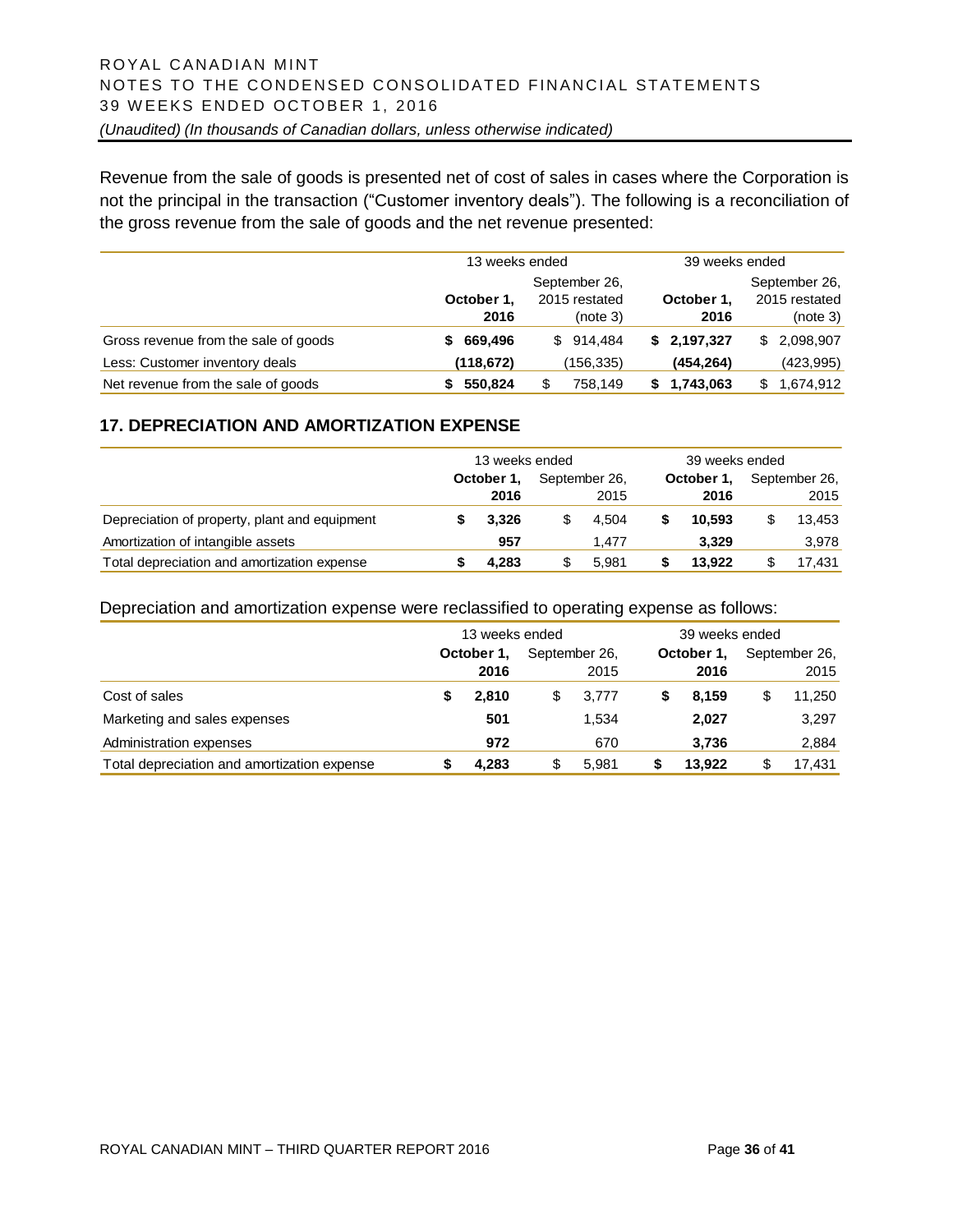Revenue from the sale of goods is presented net of cost of sales in cases where the Corporation is not the principal in the transaction ("Customer inventory deals"). The following is a reconciliation of the gross revenue from the sale of goods and the net revenue presented:

| | 13 weeks ended | | 39 weeks ended | |
|---|---|---|---|---|
| | **October 1, 2016** | September 26, 2015 restated (note 3) | **October 1, 2016** | September 26, 2015 restated (note 3) |
| Gross revenue from the sale of goods | **$ 669,496** | $ 914,484 | **$ 2,197,327** | $ 2,098,907 |
| Less: Customer inventory deals | **(118,672)** | (156,335) | **(454,264)** | (423,995) |
| Net revenue from the sale of goods | **$ 550,824** | $ 758,149 | **$ 1,743,063** | $ 1,674,912 |

## 17. DEPRECIATION AND AMORTIZATION EXPENSE

| | 13 weeks ended | | 39 weeks ended | |
|---|---|---|---|---|
| | **October 1, 2016** | September 26, 2015 | **October 1, 2016** | September 26, 2015 |
| Depreciation of property, plant and equipment | **$ 3,326** | $ 4,504 | **$ 10,593** | $ 13,453 |
| Amortization of intangible assets | **957** | 1,477 | **3,329** | 3,978 |
| Total depreciation and amortization expense | **$ 4,283** | $ 5,981 | **$ 13,922** | $ 17,431 |

Depreciation and amortization expense were reclassified to operating expense as follows:

| | 13 weeks ended | | 39 weeks ended | |
|---|---|---|---|---|
| | **October 1, 2016** | September 26, 2015 | **October 1, 2016** | September 26, 2015 |
| Cost of sales | **$ 2,810** | $ 3,777 | **$ 8,159** | $ 11,250 |
| Marketing and sales expenses | **501** | 1,534 | **2,027** | 3,297 |
| Administration expenses | **972** | 670 | **3,736** | 2,884 |
| Total depreciation and amortization expense | **$ 4,283** | $ 5,981 | **$ 13,922** | $ 17,431 |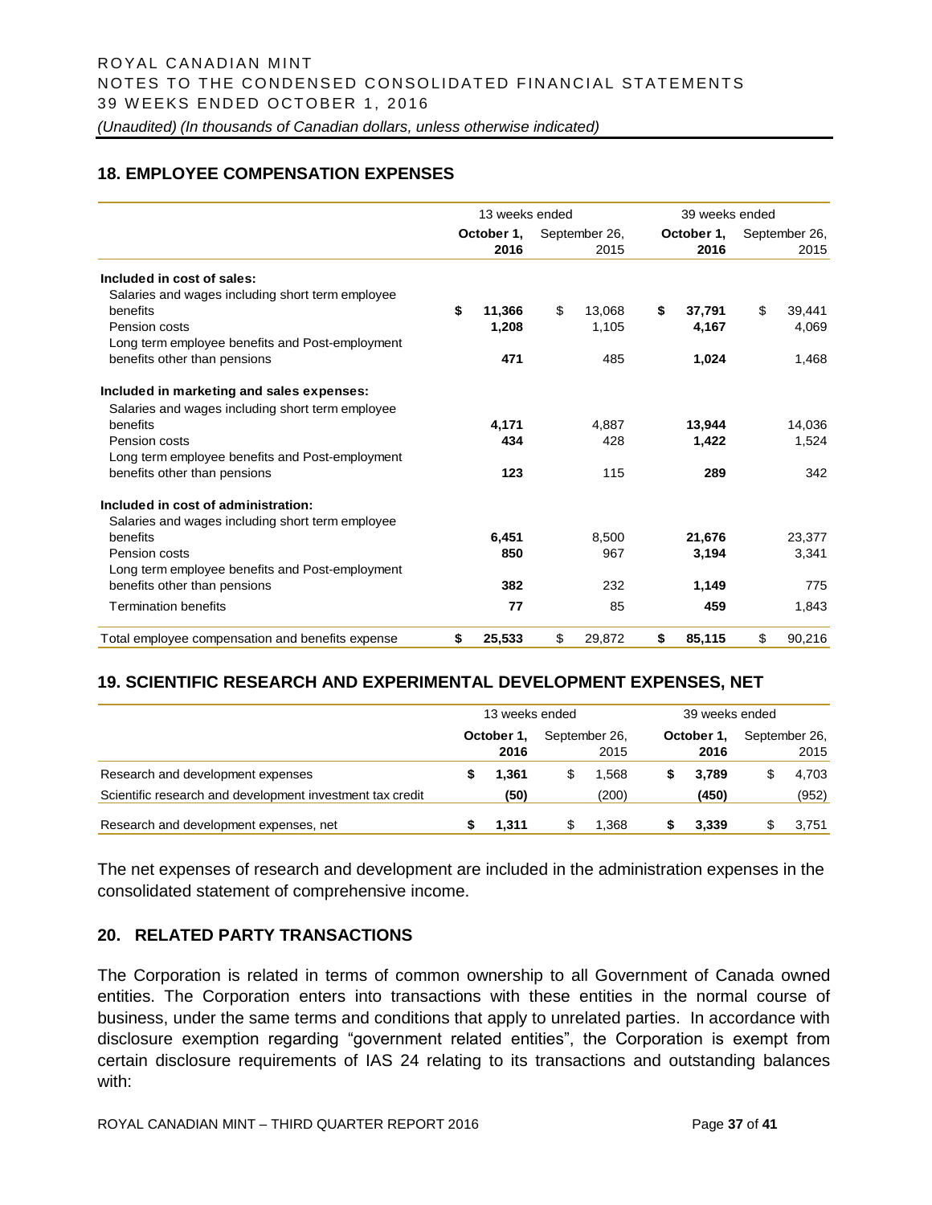## 18. EMPLOYEE COMPENSATION EXPENSES

| | 13 weeks ended | | 39 weeks ended | |
|---|---|---|---|---|
| | **October 1, 2016** | September 26, 2015 | **October 1, 2016** | September 26, 2015 |
| **Included in cost of sales:** | | | | |
| Salaries and wages including short term employee benefits | **$ 11,366** | $ 13,068 | **$ 37,791** | $ 39,441 |
| Pension costs | **1,208** | 1,105 | **4,167** | 4,069 |
| Long term employee benefits and Post-employment benefits other than pensions | **471** | 485 | **1,024** | 1,468 |
| **Included in marketing and sales expenses:** | | | | |
| Salaries and wages including short term employee benefits | **4,171** | 4,887 | **13,944** | 14,036 |
| Pension costs | **434** | 428 | **1,422** | 1,524 |
| Long term employee benefits and Post-employment benefits other than pensions | **123** | 115 | **289** | 342 |
| **Included in cost of administration:** | | | | |
| Salaries and wages including short term employee benefits | **6,451** | 8,500 | **21,676** | 23,377 |
| Pension costs | **850** | 967 | **3,194** | 3,341 |
| Long term employee benefits and Post-employment benefits other than pensions | **382** | 232 | **1,149** | 775 |
| Termination benefits | **77** | 85 | **459** | 1,843 |
| Total employee compensation and benefits expense | **$ 25,533** | $ 29,872 | **$ 85,115** | $ 90,216 |

## 19. SCIENTIFIC RESEARCH AND EXPERIMENTAL DEVELOPMENT EXPENSES, NET

| | 13 weeks ended | | 39 weeks ended | |
|---|---|---|---|---|
| | **October 1, 2016** | September 26, 2015 | **October 1, 2016** | September 26, 2015 |
| Research and development expenses | **$ 1,361** | $ 1,568 | **$ 3,789** | $ 4,703 |
| Scientific research and development investment tax credit | **(50)** | (200) | **(450)** | (952) |
| Research and development expenses, net | **$ 1,311** | $ 1,368 | **$ 3,339** | $ 3,751 |

The net expenses of research and development are included in the administration expenses in the consolidated statement of comprehensive income.

## 20. RELATED PARTY TRANSACTIONS

The Corporation is related in terms of common ownership to all Government of Canada owned entities. The Corporation enters into transactions with these entities in the normal course of business, under the same terms and conditions that apply to unrelated parties. In accordance with disclosure exemption regarding "government related entities", the Corporation is exempt from certain disclosure requirements of IAS 24 relating to its transactions and outstanding balances with: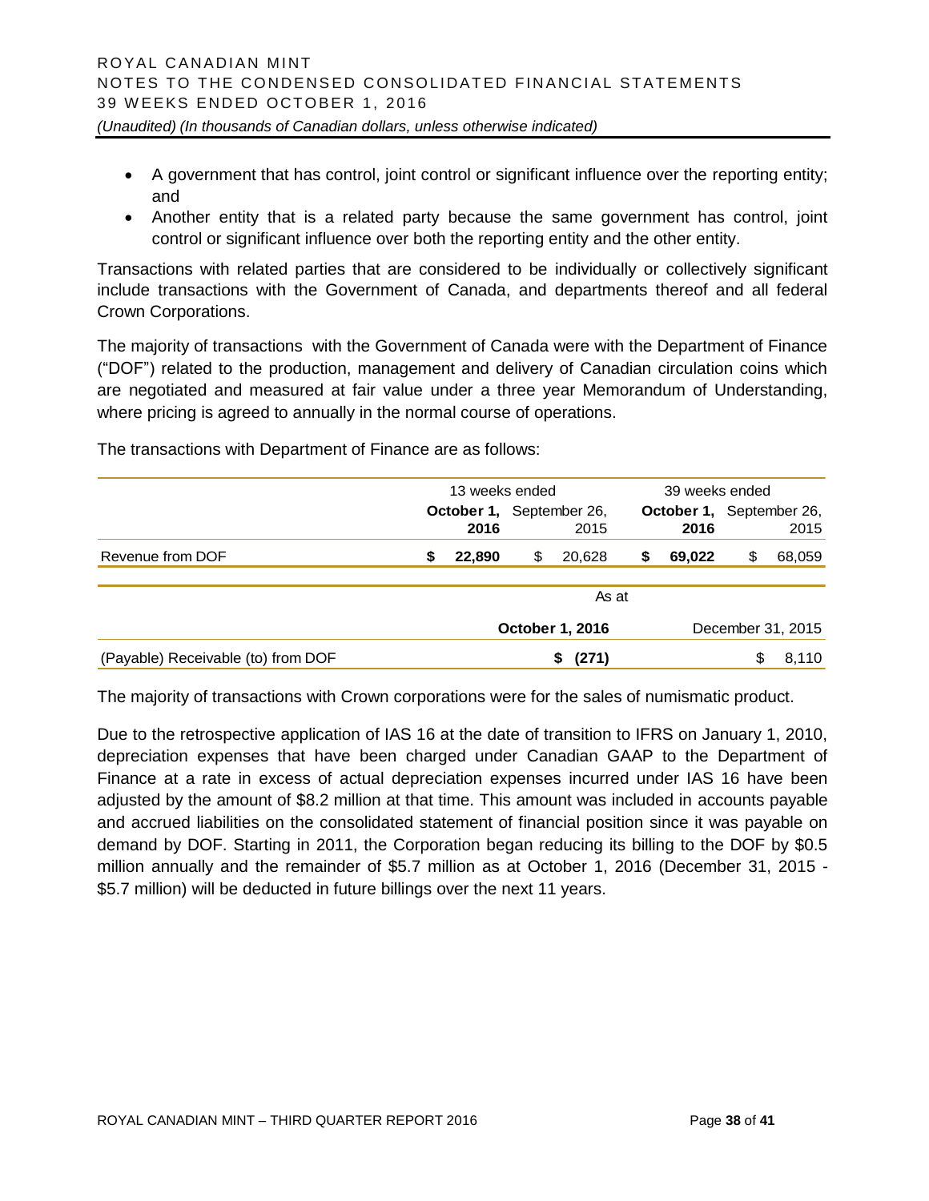- A government that has control, joint control or significant influence over the reporting entity; and
- Another entity that is a related party because the same government has control, joint control or significant influence over both the reporting entity and the other entity.

Transactions with related parties that are considered to be individually or collectively significant include transactions with the Government of Canada, and departments thereof and all federal Crown Corporations.

The majority of transactions with the Government of Canada were with the Department of Finance ("DOF") related to the production, management and delivery of Canadian circulation coins which are negotiated and measured at fair value under a three year Memorandum of Understanding, where pricing is agreed to annually in the normal course of operations.

The transactions with Department of Finance are as follows:

| | 13 weeks ended | | 39 weeks ended | |
|---|---|---|---|---|
| | **October 1, 2016** | September 26, 2015 | **October 1, 2016** | September 26, 2015 |
| Revenue from DOF | **$ 22,890** | $ 20,628 | **$ 69,022** | $ 68,059 |

| | As at | |
|---|---|---|
| | **October 1, 2016** | December 31, 2015 |
| (Payable) Receivable (to) from DOF | **$ (271)** | $ 8,110 |

The majority of transactions with Crown corporations were for the sales of numismatic product.

Due to the retrospective application of IAS 16 at the date of transition to IFRS on January 1, 2010, depreciation expenses that have been charged under Canadian GAAP to the Department of Finance at a rate in excess of actual depreciation expenses incurred under IAS 16 have been adjusted by the amount of $8.2 million at that time. This amount was included in accounts payable and accrued liabilities on the consolidated statement of financial position since it was payable on demand by DOF. Starting in 2011, the Corporation began reducing its billing to the DOF by $0.5 million annually and the remainder of $5.7 million as at October 1, 2016 (December 31, 2015 - $5.7 million) will be deducted in future billings over the next 11 years.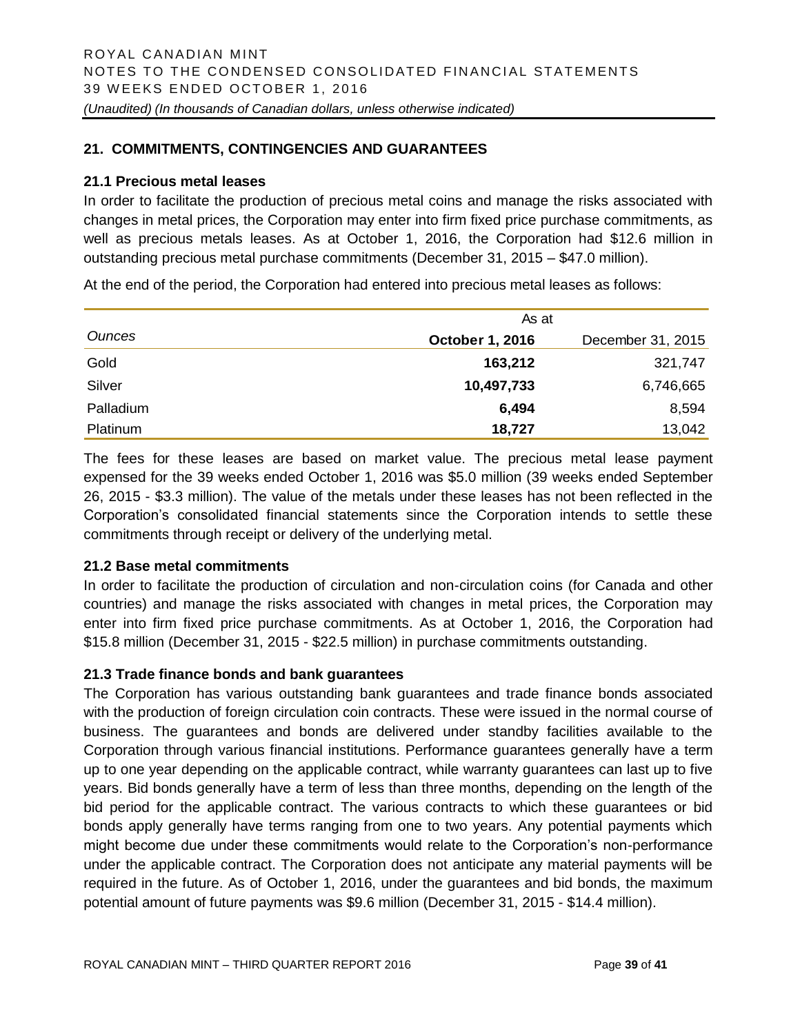## 21. COMMITMENTS, CONTINGENCIES AND GUARANTEES

### 21.1 Precious metal leases

In order to facilitate the production of precious metal coins and manage the risks associated with changes in metal prices, the Corporation may enter into firm fixed price purchase commitments, as well as precious metals leases. As at October 1, 2016, the Corporation had \$12.6 million in outstanding precious metal purchase commitments (December 31, 2015 – \$47.0 million).

At the end of the period, the Corporation had entered into precious metal leases as follows:

| | As at | |
|---|---|---|
| *Ounces* | **October 1, 2016** | December 31, 2015 |
| Gold | **163,212** | 321,747 |
| Silver | **10,497,733** | 6,746,665 |
| Palladium | **6,494** | 8,594 |
| Platinum | **18,727** | 13,042 |

The fees for these leases are based on market value. The precious metal lease payment expensed for the 39 weeks ended October 1, 2016 was \$5.0 million (39 weeks ended September 26, 2015 - \$3.3 million). The value of the metals under these leases has not been reflected in the Corporation's consolidated financial statements since the Corporation intends to settle these commitments through receipt or delivery of the underlying metal.

### 21.2 Base metal commitments

In order to facilitate the production of circulation and non-circulation coins (for Canada and other countries) and manage the risks associated with changes in metal prices, the Corporation may enter into firm fixed price purchase commitments. As at October 1, 2016, the Corporation had \$15.8 million (December 31, 2015 - \$22.5 million) in purchase commitments outstanding.

### 21.3 Trade finance bonds and bank guarantees

The Corporation has various outstanding bank guarantees and trade finance bonds associated with the production of foreign circulation coin contracts. These were issued in the normal course of business. The guarantees and bonds are delivered under standby facilities available to the Corporation through various financial institutions. Performance guarantees generally have a term up to one year depending on the applicable contract, while warranty guarantees can last up to five years. Bid bonds generally have a term of less than three months, depending on the length of the bid period for the applicable contract. The various contracts to which these guarantees or bid bonds apply generally have terms ranging from one to two years. Any potential payments which might become due under these commitments would relate to the Corporation's non-performance under the applicable contract. The Corporation does not anticipate any material payments will be required in the future. As of October 1, 2016, under the guarantees and bid bonds, the maximum potential amount of future payments was \$9.6 million (December 31, 2015 - \$14.4 million).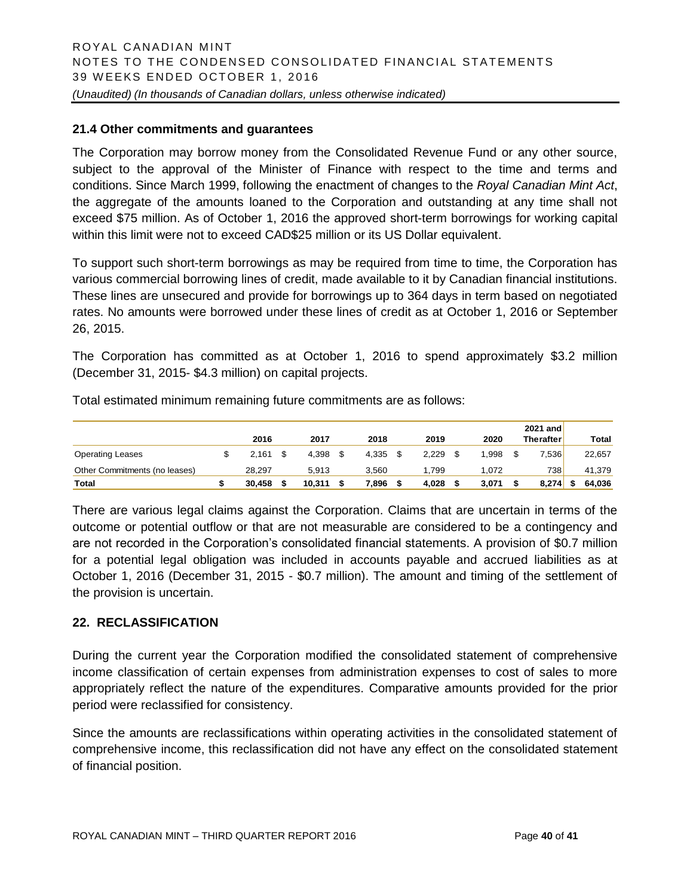### 21.4 Other commitments and guarantees

The Corporation may borrow money from the Consolidated Revenue Fund or any other source, subject to the approval of the Minister of Finance with respect to the time and terms and conditions. Since March 1999, following the enactment of changes to the *Royal Canadian Mint Act*, the aggregate of the amounts loaned to the Corporation and outstanding at any time shall not exceed $75 million. As of October 1, 2016 the approved short-term borrowings for working capital within this limit were not to exceed CAD$25 million or its US Dollar equivalent.

To support such short-term borrowings as may be required from time to time, the Corporation has various commercial borrowing lines of credit, made available to it by Canadian financial institutions. These lines are unsecured and provide for borrowings up to 364 days in term based on negotiated rates. No amounts were borrowed under these lines of credit as at October 1, 2016 or September 26, 2015.

The Corporation has committed as at October 1, 2016 to spend approximately $3.2 million (December 31, 2015- $4.3 million) on capital projects.

Total estimated minimum remaining future commitments are as follows:

| | 2016 | 2017 | 2018 | 2019 | 2020 | 2021 and Therafter | Total |
|---|---|---|---|---|---|---|---|
| Operating Leases | $ 2,161 | $ 4,398 | $ 4,335 | $ 2,229 | $ 1,998 | $ 7,536 | 22,657 |
| Other Commitments (no leases) | 28,297 | 5,913 | 3,560 | 1,799 | 1,072 | 738 | 41,379 |
| **Total** | **$ 30,458** | **$ 10,311** | **$ 7,896** | **$ 4,028** | **$ 3,071** | **$ 8,274** | **$ 64,036** |

There are various legal claims against the Corporation. Claims that are uncertain in terms of the outcome or potential outflow or that are not measurable are considered to be a contingency and are not recorded in the Corporation's consolidated financial statements. A provision of $0.7 million for a potential legal obligation was included in accounts payable and accrued liabilities as at October 1, 2016 (December 31, 2015 - $0.7 million). The amount and timing of the settlement of the provision is uncertain.

## 22. RECLASSIFICATION

During the current year the Corporation modified the consolidated statement of comprehensive income classification of certain expenses from administration expenses to cost of sales to more appropriately reflect the nature of the expenditures. Comparative amounts provided for the prior period were reclassified for consistency.

Since the amounts are reclassifications within operating activities in the consolidated statement of comprehensive income, this reclassification did not have any effect on the consolidated statement of financial position.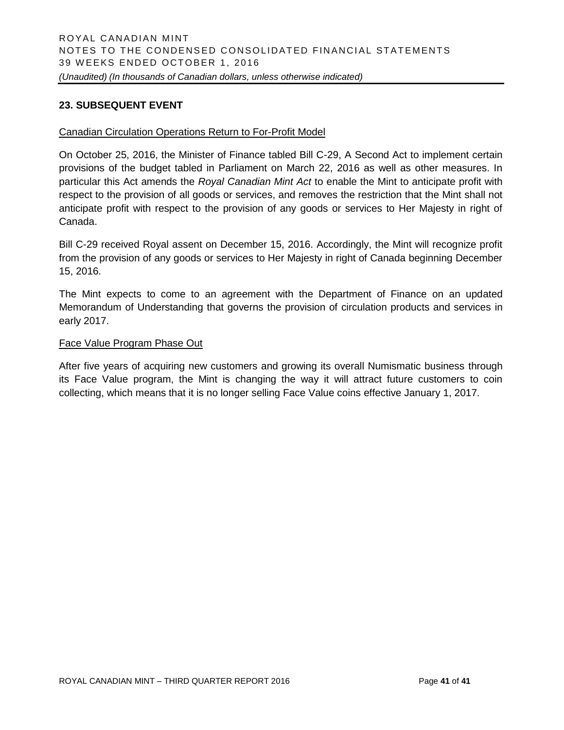## 23. SUBSEQUENT EVENT

Canadian Circulation Operations Return to For-Profit Model

On October 25, 2016, the Minister of Finance tabled Bill C-29, A Second Act to implement certain provisions of the budget tabled in Parliament on March 22, 2016 as well as other measures. In particular this Act amends the *Royal Canadian Mint Act* to enable the Mint to anticipate profit with respect to the provision of all goods or services, and removes the restriction that the Mint shall not anticipate profit with respect to the provision of any goods or services to Her Majesty in right of Canada.

Bill C-29 received Royal assent on December 15, 2016. Accordingly, the Mint will recognize profit from the provision of any goods or services to Her Majesty in right of Canada beginning December 15, 2016.

The Mint expects to come to an agreement with the Department of Finance on an updated Memorandum of Understanding that governs the provision of circulation products and services in early 2017.

Face Value Program Phase Out

After five years of acquiring new customers and growing its overall Numismatic business through its Face Value program, the Mint is changing the way it will attract future customers to coin collecting, which means that it is no longer selling Face Value coins effective January 1, 2017.